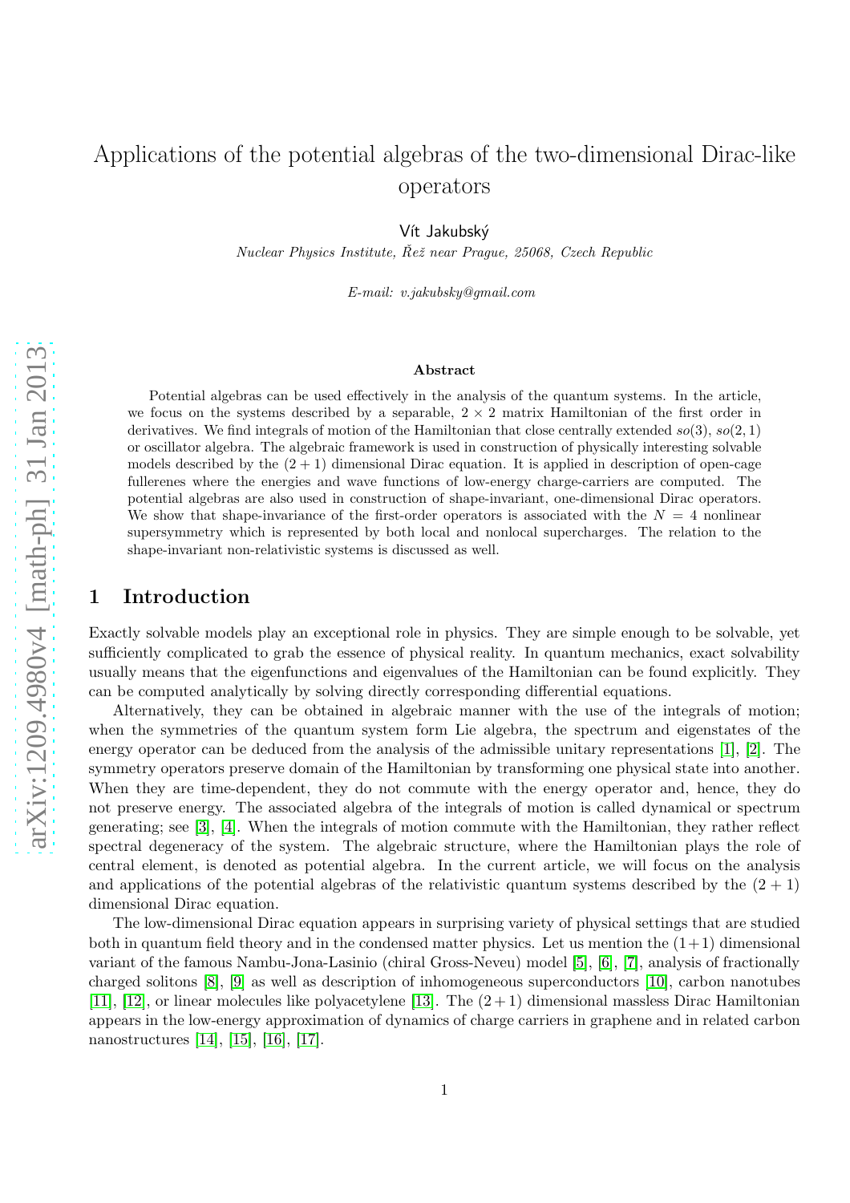# Applications of the potential algebras of the two-dimensional Dirac-like operators

Vít Jakubský

*Nuclear Physics Institute, Řež near Prague, 25068, Czech Republic*

*E-mail: v.jakubsky@gmail.com*

### Abstract

Potential algebras can be used effectively in the analysis of the quantum systems. In the article, we focus on the systems described by a separable, $2\times 2$ matrix Hamiltonian of the first order in derivatives. We find integrals of motion of the Hamiltonian that close centrally extended $so(3)$, $so(2,1)$ or oscillator algebra. The algebraic framework is used in construction of physically interesting solvable models described by the $(2+1)$ dimensional Dirac equation. It is applied in description of open-cage fullerenes where the energies and wave functions of low-energy charge-carriers are computed. The potential algebras are also used in construction of shape-invariant, one-dimensional Dirac operators. We show that shape-invariance of the first-order operators is associated with the $N=4$ nonlinear supersymmetry which is represented by both local and nonlocal supercharges. The relation to the shape-invariant non-relativistic systems is discussed as well.

## 1 Introduction

Exactly solvable models play an exceptional role in physics. They are simple enough to be solvable, yet sufficiently complicated to grab the essence of physical reality. In quantum mechanics, exact solvability usually means that the eigenfunctions and eigenvalues of the Hamiltonian can be found explicitly. They can be computed analytically by solving directly corresponding differential equations.

Alternatively, they can be obtained in algebraic manner with the use of the integrals of motion; when the symmetries of the quantum system form Lie algebra, the spectrum and eigenstates of the energy operator can be deduced from the analysis of the admissible unitary representations [1], [2]. The symmetry operators preserve domain of the Hamiltonian by transforming one physical state into another. When they are time-dependent, they do not commute with the energy operator and, hence, they do not preserve energy. The associated algebra of the integrals of motion is called dynamical or spectrum generating; see [3], [4]. When the integrals of motion commute with the Hamiltonian, they rather reflect spectral degeneracy of the system. The algebraic structure, where the Hamiltonian plays the role of central element, is denoted as potential algebra. In the current article, we will focus on the analysis and applications of the potential algebras of the relativistic quantum systems described by the $(2+1)$ dimensional Dirac equation.

The low-dimensional Dirac equation appears in surprising variety of physical settings that are studied both in quantum field theory and in the condensed matter physics. Let us mention the $(1+1)$ dimensional variant of the famous Nambu-Jona-Lasinio (chiral Gross-Neveu) model [5], [6], [7], analysis of fractionally charged solitons [8], [9] as well as description of inhomogeneous superconductors [10], carbon nanotubes [11], [12], or linear molecules like polyacetylene [13]. The $(2+1)$ dimensional massless Dirac Hamiltonian appears in the low-energy approximation of dynamics of charge carriers in graphene and in related carbon nanostructures [14], [15], [16], [17].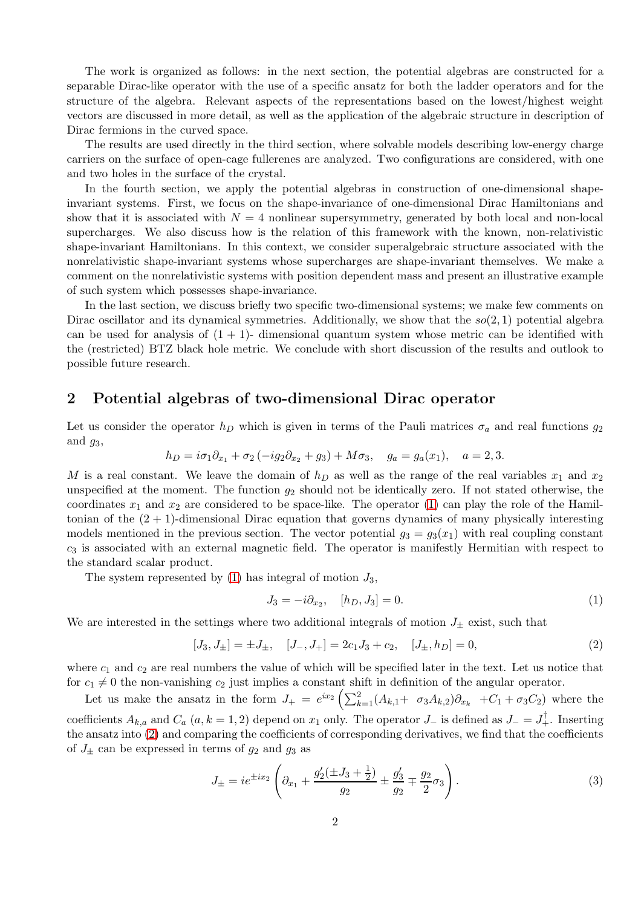The work is organized as follows: in the next section, the potential algebras are constructed for a separable Dirac-like operator with the use of a specific ansatz for both the ladder operators and for the structure of the algebra. Relevant aspects of the representations based on the lowest/highest weight vectors are discussed in more detail, as well as the application of the algebraic structure in description of Dirac fermions in the curved space.

The results are used directly in the third section, where solvable models describing low-energy charge carriers on the surface of open-cage fullerenes are analyzed. Two configurations are considered, with one and two holes in the surface of the crystal.

In the fourth section, we apply the potential algebras in construction of one-dimensional shape-invariant systems. First, we focus on the shape-invariance of one-dimensional Dirac Hamiltonians and show that it is associated with $N = 4$ nonlinear supersymmetry, generated by both local and non-local supercharges. We also discuss how is the relation of this framework with the known, non-relativistic shape-invariant Hamiltonians. In this context, we consider superalgebraic structure associated with the nonrelativistic shape-invariant systems whose supercharges are shape-invariant themselves. We make a comment on the nonrelativistic systems with position dependent mass and present an illustrative example of such system which possesses shape-invariance.

In the last section, we discuss briefly two specific two-dimensional systems; we make few comments on Dirac oscillator and its dynamical symmetries. Additionally, we show that the $so(2,1)$ potential algebra can be used for analysis of $(1+1)$- dimensional quantum system whose metric can be identified with the (restricted) BTZ black hole metric. We conclude with short discussion of the results and outlook to possible future research.

## 2 Potential algebras of two-dimensional Dirac operator

Let us consider the operator $h_D$ which is given in terms of the Pauli matrices $\sigma_a$ and real functions $g_2$ and $g_3$,

$$h_D = i\sigma_1\partial_{x_1} + \sigma_2\left(-ig_2\partial_{x_2} + g_3\right) + M\sigma_3, \quad g_a = g_a(x_1), \quad a = 2, 3.$$

$M$ is a real constant. We leave the domain of $h_D$ as well as the range of the real variables $x_1$ and $x_2$ unspecified at the moment. The function $g_2$ should not be identically zero. If not stated otherwise, the coordinates $x_1$ and $x_2$ are considered to be space-like. The operator (1) can play the role of the Hamiltonian of the $(2+1)$-dimensional Dirac equation that governs dynamics of many physically interesting models mentioned in the previous section. The vector potential $g_3 = g_3(x_1)$ with real coupling constant $c_3$ is associated with an external magnetic field. The operator is manifestly Hermitian with respect to the standard scalar product.

The system represented by (1) has integral of motion $J_3$,

$$J_3 = -i\partial_{x_2}, \quad [h_D, J_3] = 0. \tag{1}$$

We are interested in the settings where two additional integrals of motion $J_\pm$ exist, such that

$$[J_3, J_\pm] = \pm J_\pm, \quad [J_-, J_+] = 2c_1 J_3 + c_2, \quad [J_\pm, h_D] = 0, \tag{2}$$

where $c_1$ and $c_2$ are real numbers the value of which will be specified later in the text. Let us notice that for $c_1 \neq 0$ the non-vanishing $c_2$ just implies a constant shift in definition of the angular operator.

Let us make the ansatz in the form $J_+ = e^{ix_2}\left(\sum_{k=1}^{2}(A_{k,1} + \sigma_3 A_{k,2})\partial_{x_k} + C_1 + \sigma_3 C_2\right)$ where the coefficients $A_{k,a}$ and $C_a$ $(a, k = 1, 2)$ depend on $x_1$ only. The operator $J_-$ is defined as $J_- = J_+^\dagger$. Inserting the ansatz into (2) and comparing the coefficients of corresponding derivatives, we find that the coefficients of $J_\pm$ can be expressed in terms of $g_2$ and $g_3$ as

$$J_\pm = ie^{\pm ix_2}\left(\partial_{x_1} + \frac{g_2'(\pm J_3 + \frac{1}{2})}{g_2} \pm \frac{g_3'}{g_2} \mp \frac{g_2}{2}\sigma_3\right). \tag{3}$$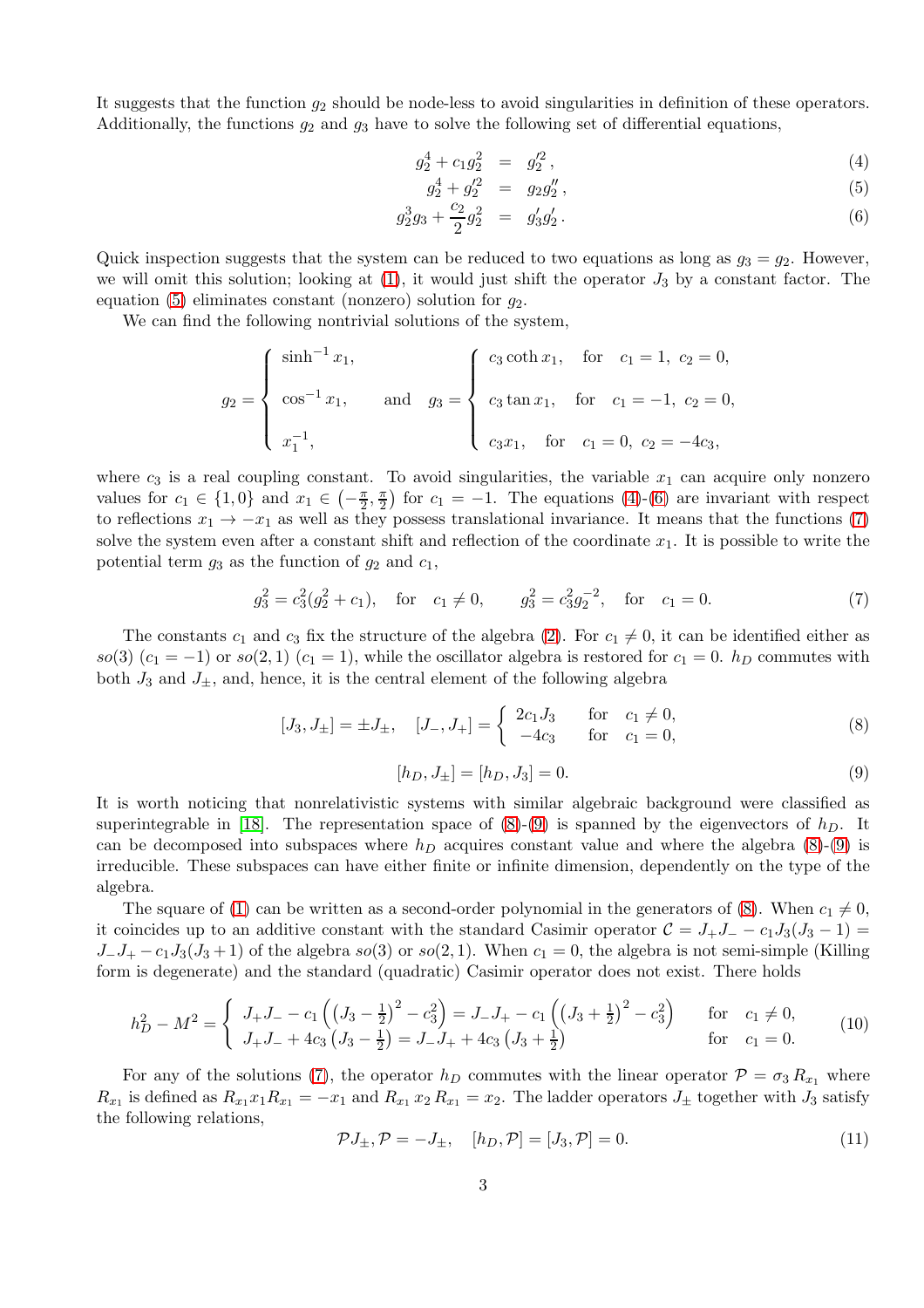It suggests that the function $g_2$ should be node-less to avoid singularities in definition of these operators. Additionally, the functions $g_2$ and $g_3$ have to solve the following set of differential equations,

$$
g_2^4 + c_1 g_2^2 = g_2'^2\,, \tag{4}
$$

$$
g_2^4 + g_2'^2 = g_2 g_2''\,, \tag{5}
$$

$$
g_2^3 g_3 + \frac{c_2}{2} g_2^2 = g_3' g_2'\,. \tag{6}
$$

Quick inspection suggests that the system can be reduced to two equations as long as $g_3 = g_2$. However, we will omit this solution; looking at (1), it would just shift the operator $J_3$ by a constant factor. The equation (5) eliminates constant (nonzero) solution for $g_2$.

We can find the following nontrivial solutions of the system,

$$
g_2 = \begin{cases} \sinh^{-1} x_1, \\ \\ \cos^{-1} x_1, \\ \\ x_1^{-1}, \end{cases} \quad \text{and} \quad g_3 = \begin{cases} c_3 \coth x_1, & \text{for} \quad c_1 = 1,\ c_2 = 0, \\ \\ c_3 \tan x_1, & \text{for} \quad c_1 = -1,\ c_2 = 0, \\ \\ c_3 x_1, & \text{for} \quad c_1 = 0,\ c_2 = -4c_3, \end{cases}
$$

where $c_3$ is a real coupling constant. To avoid singularities, the variable $x_1$ can acquire only nonzero values for $c_1 \in \{1, 0\}$ and $x_1 \in \left(-\frac{\pi}{2}, \frac{\pi}{2}\right)$ for $c_1 = -1$. The equations (4)-(6) are invariant with respect to reflections $x_1 \to -x_1$ as well as they possess translational invariance. It means that the functions (7) solve the system even after a constant shift and reflection of the coordinate $x_1$. It is possible to write the potential term $g_3$ as the function of $g_2$ and $c_1$,

$$
g_3^2 = c_3^2(g_2^2 + c_1), \quad \text{for} \quad c_1 \neq 0, \qquad g_3^2 = c_3^2 g_2^{-2}, \quad \text{for} \quad c_1 = 0. \tag{7}
$$

The constants $c_1$ and $c_3$ fix the structure of the algebra (2). For $c_1 \neq 0$, it can be identified either as $so(3)$ ($c_1 = -1$) or $so(2,1)$ ($c_1 = 1$), while the oscillator algebra is restored for $c_1 = 0$. $h_D$ commutes with both $J_3$ and $J_\pm$, and, hence, it is the central element of the following algebra

$$
[J_3, J_\pm] = \pm J_\pm, \quad [J_-, J_+] = \begin{cases} 2c_1 J_3 & \text{for} \quad c_1 \neq 0, \\ -4c_3 & \text{for} \quad c_1 = 0, \end{cases} \tag{8}
$$

$$
[h_D, J_\pm] = [h_D, J_3] = 0. \tag{9}
$$

It is worth noticing that nonrelativistic systems with similar algebraic background were classified as superintegrable in [18]. The representation space of (8)-(9) is spanned by the eigenvectors of $h_D$. It can be decomposed into subspaces where $h_D$ acquires constant value and where the algebra (8)-(9) is irreducible. These subspaces can have either finite or infinite dimension, dependently on the type of the algebra.

The square of (1) can be written as a second-order polynomial in the generators of (8). When $c_1 \neq 0$, it coincides up to an additive constant with the standard Casimir operator $\mathcal{C} = J_+ J_- - c_1 J_3(J_3 - 1) = J_- J_+ - c_1 J_3(J_3 + 1)$ of the algebra $so(3)$ or $so(2,1)$. When $c_1 = 0$, the algebra is not semi-simple (Killing form is degenerate) and the standard (quadratic) Casimir operator does not exist. There holds

$$
h_D^2 - M^2 = \begin{cases} J_+ J_- - c_1 \left( \left(J_3 - \frac{1}{2}\right)^2 - c_3^2 \right) = J_- J_+ - c_1 \left( \left(J_3 + \frac{1}{2}\right)^2 - c_3^2 \right) & \text{for} \quad c_1 \neq 0, \\ J_+ J_- + 4c_3 \left(J_3 - \frac{1}{2}\right) = J_- J_+ + 4c_3 \left(J_3 + \frac{1}{2}\right) & \text{for} \quad c_1 = 0. \end{cases} \tag{10}
$$

For any of the solutions (7), the operator $h_D$ commutes with the linear operator $\mathcal{P} = \sigma_3 R_{x_1}$ where $R_{x_1}$ is defined as $R_{x_1} x_1 R_{x_1} = -x_1$ and $R_{x_1} x_2 R_{x_1} = x_2$. The ladder operators $J_\pm$ together with $J_3$ satisfy the following relations,

$$
\mathcal{P} J_\pm, \mathcal{P} = -J_\pm, \quad [h_D, \mathcal{P}] = [J_3, \mathcal{P}] = 0. \tag{11}
$$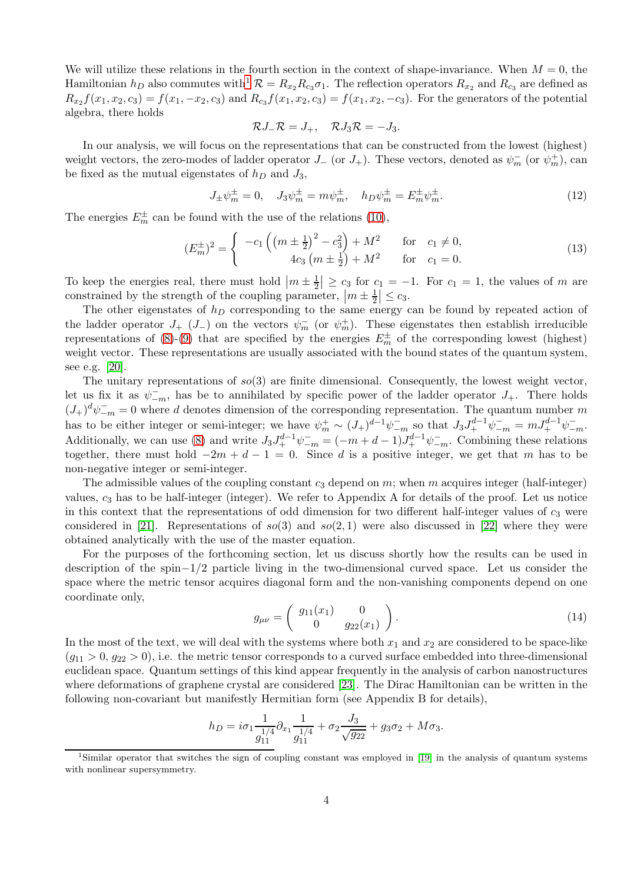We will utilize these relations in the fourth section in the context of shape-invariance. When $M = 0$, the Hamiltonian $h_D$ also commutes with[1] $\mathcal{R} = R_{x_2} R_{c_3} \sigma_1$. The reflection operators $R_{x_2}$ and $R_{c_3}$ are defined as $R_{x_2} f(x_1, x_2, c_3) = f(x_1, -x_2, c_3)$ and $R_{c_3} f(x_1, x_2, c_3) = f(x_1, x_2, -c_3)$. For the generators of the potential algebra, there holds

$$\mathcal{R} J_- \mathcal{R} = J_+, \quad \mathcal{R} J_3 \mathcal{R} = -J_3.$$

In our analysis, we will focus on the representations that can be constructed from the lowest (highest) weight vectors, the zero-modes of ladder operator $J_-$ (or $J_+$). These vectors, denoted as $\psi_m^-$ (or $\psi_m^+$), can be fixed as the mutual eigenstates of $h_D$ and $J_3$,

$$J_\pm \psi_m^\pm = 0, \quad J_3 \psi_m^\pm = m \psi_m^\pm, \quad h_D \psi_m^\pm = E_m^\pm \psi_m^\pm. \tag{12}$$

The energies $E_m^\pm$ can be found with the use of the relations (10),

$$(E_m^\pm)^2 = \begin{cases} -c_1 \left( \left( m \pm \frac{1}{2} \right)^2 - c_3^2 \right) + M^2 & \text{for} \quad c_1 \neq 0, \\ 4 c_3 \left( m \pm \frac{1}{2} \right) + M^2 & \text{for} \quad c_1 = 0. \end{cases} \tag{13}$$

To keep the energies real, there must hold $\left| m \pm \frac{1}{2} \right| \geq c_3$ for $c_1 = -1$. For $c_1 = 1$, the values of $m$ are constrained by the strength of the coupling parameter, $\left| m \pm \frac{1}{2} \right| \leq c_3$.

The other eigenstates of $h_D$ corresponding to the same energy can be found by repeated action of the ladder operator $J_+$ ($J_-$) on the vectors $\psi_m^-$ (or $\psi_m^+$). These eigenstates then establish irreducible representations of (8)-(9) that are specified by the energies $E_m^\pm$ of the corresponding lowest (highest) weight vector. These representations are usually associated with the bound states of the quantum system, see e.g. [20].

The unitary representations of $so(3)$ are finite dimensional. Consequently, the lowest weight vector, let us fix it as $\psi_{-m}^-$, has be to annihilated by specific power of the ladder operator $J_+$. There holds $(J_+)^d \psi_{-m}^- = 0$ where $d$ denotes dimension of the corresponding representation. The quantum number $m$ has to be either integer or semi-integer; we have $\psi_m^+ \sim (J_+)^{d-1} \psi_{-m}^-$ so that $J_3 J_+^{d-1} \psi_{-m}^- = m J_+^{d-1} \psi_{-m}^-$. Additionally, we can use (8) and write $J_3 J_+^{d-1} \psi_{-m}^- = (-m + d - 1) J_+^{d-1} \psi_{-m}^-$. Combining these relations together, there must hold $-2m + d - 1 = 0$. Since $d$ is a positive integer, we get that $m$ has to be non-negative integer or semi-integer.

The admissible values of the coupling constant $c_3$ depend on $m$; when $m$ acquires integer (half-integer) values, $c_3$ has to be half-integer (integer). We refer to Appendix A for details of the proof. Let us notice in this context that the representations of odd dimension for two different half-integer values of $c_3$ were considered in [21]. Representations of $so(3)$ and $so(2,1)$ were also discussed in [22] where they were obtained analytically with the use of the master equation.

For the purposes of the forthcoming section, let us discuss shortly how the results can be used in description of the spin$-1/2$ particle living in the two-dimensional curved space. Let us consider the space where the metric tensor acquires diagonal form and the non-vanishing components depend on one coordinate only,

$$g_{\mu\nu} = \begin{pmatrix} g_{11}(x_1) & 0 \\ 0 & g_{22}(x_1) \end{pmatrix}. \tag{14}$$

In the most of the text, we will deal with the systems where both $x_1$ and $x_2$ are considered to be space-like ($g_{11} > 0$, $g_{22} > 0$), i.e. the metric tensor corresponds to a curved surface embedded into three-dimensional euclidean space. Quantum settings of this kind appear frequently in the analysis of carbon nanostructures where deformations of graphene crystal are considered [23]. The Dirac Hamiltonian can be written in the following non-covariant but manifestly Hermitian form (see Appendix B for details),

$$h_D = i \sigma_1 \frac{1}{g_{11}^{1/4}} \partial_{x_1} \frac{1}{g_{11}^{1/4}} + \sigma_2 \frac{J_3}{\sqrt{g_{22}}} + g_3 \sigma_2 + M \sigma_3.$$

[1] Similar operator that switches the sign of coupling constant was employed in [19] in the analysis of quantum systems with nonlinear supersymmetry.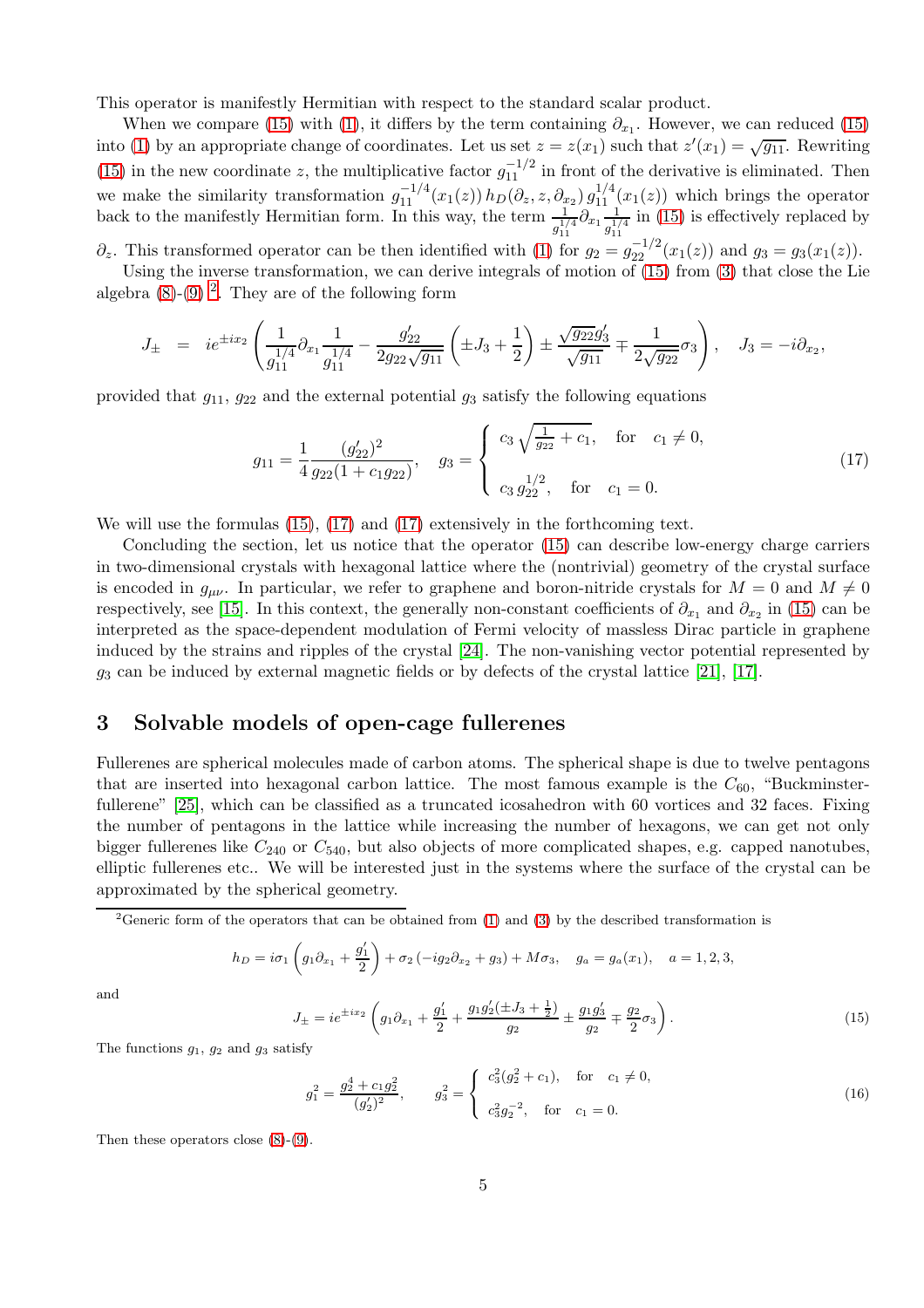This operator is manifestly Hermitian with respect to the standard scalar product.

When we compare (15) with (1), it differs by the term containing $\partial_{x_1}$. However, we can reduced (15) into (1) by an appropriate change of coordinates. Let us set $z = z(x_1)$ such that $z'(x_1) = \sqrt{g_{11}}$. Rewriting (15) in the new coordinate $z$, the multiplicative factor $g_{11}^{-1/2}$ in front of the derivative is eliminated. Then we make the similarity transformation $g_{11}^{-1/4}(x_1(z))\, h_D(\partial_z, z, \partial_{x_2})\, g_{11}^{1/4}(x_1(z))$ which brings the operator back to the manifestly Hermitian form. In this way, the term $\frac{1}{g_{11}^{1/4}}\partial_{x_1}\frac{1}{g_{11}^{1/4}}$ in (15) is effectively replaced by $\partial_z$. This transformed operator can be then identified with (1) for $g_2 = g_{22}^{-1/2}(x_1(z))$ and $g_3 = g_3(x_1(z))$.

Using the inverse transformation, we can derive integrals of motion of (15) from (3) that close the Lie algebra (8)-(9) [2]. They are of the following form

$$J_{\pm} = ie^{\pm ix_2}\left(\frac{1}{g_{11}^{1/4}}\partial_{x_1}\frac{1}{g_{11}^{1/4}} - \frac{g_{22}'}{2g_{22}\sqrt{g_{11}}}\left(\pm J_3 + \frac{1}{2}\right) \pm \frac{\sqrt{g_{22}}g_3'}{\sqrt{g_{11}}} \mp \frac{1}{2\sqrt{g_{22}}}\sigma_3\right), \quad J_3 = -i\partial_{x_2},$$

provided that $g_{11}$, $g_{22}$ and the external potential $g_3$ satisfy the following equations

$$g_{11} = \frac{1}{4}\frac{(g_{22}')^2}{g_{22}(1+c_1 g_{22})}, \quad g_3 = \begin{cases} c_3\sqrt{\frac{1}{g_{22}} + c_1}, & \text{for} \quad c_1 \neq 0, \\ c_3\, g_{22}^{1/2}, & \text{for} \quad c_1 = 0. \end{cases} \tag{17}$$

We will use the formulas (15), (17) and (17) extensively in the forthcoming text.

Concluding the section, let us notice that the operator (15) can describe low-energy charge carriers in two-dimensional crystals with hexagonal lattice where the (nontrivial) geometry of the crystal surface is encoded in $g_{\mu\nu}$. In particular, we refer to graphene and boron-nitride crystals for $M = 0$ and $M \neq 0$ respectively, see [15]. In this context, the generally non-constant coefficients of $\partial_{x_1}$ and $\partial_{x_2}$ in (15) can be interpreted as the space-dependent modulation of Fermi velocity of massless Dirac particle in graphene induced by the strains and ripples of the crystal [24]. The non-vanishing vector potential represented by $g_3$ can be induced by external magnetic fields or by defects of the crystal lattice [21], [17].

## 3 Solvable models of open-cage fullerenes

Fullerenes are spherical molecules made of carbon atoms. The spherical shape is due to twelve pentagons that are inserted into hexagonal carbon lattice. The most famous example is the $C_{60}$, "Buckminsterfullerene" [25], which can be classified as a truncated icosahedron with 60 vortices and 32 faces. Fixing the number of pentagons in the lattice while increasing the number of hexagons, we can get not only bigger fullerenes like $C_{240}$ or $C_{540}$, but also objects of more complicated shapes, e.g. capped nanotubes, elliptic fullerenes etc.. We will be interested just in the systems where the surface of the crystal can be approximated by the spherical geometry.

[2] Generic form of the operators that can be obtained from (1) and (3) by the described transformation is

$$h_D = i\sigma_1\left(g_1\partial_{x_1} + \frac{g_1'}{2}\right) + \sigma_2\left(-ig_2\partial_{x_2} + g_3\right) + M\sigma_3, \quad g_a = g_a(x_1), \quad a = 1,2,3,$$

and

$$J_{\pm} = ie^{\pm ix_2}\left(g_1\partial_{x_1} + \frac{g_1'}{2} + \frac{g_1 g_2'(\pm J_3 + \frac{1}{2})}{g_2} \pm \frac{g_1 g_3'}{g_2} \mp \frac{g_2}{2}\sigma_3\right). \tag{15}$$

The functions $g_1$, $g_2$ and $g_3$ satisfy

$$g_1^2 = \frac{g_2^4 + c_1 g_2^2}{(g_2')^2}, \qquad g_3^2 = \begin{cases} c_3^2(g_2^2 + c_1), & \text{for} \quad c_1 \neq 0, \\ c_3^2 g_2^{-2}, & \text{for} \quad c_1 = 0. \end{cases} \tag{16}$$

Then these operators close (8)-(9).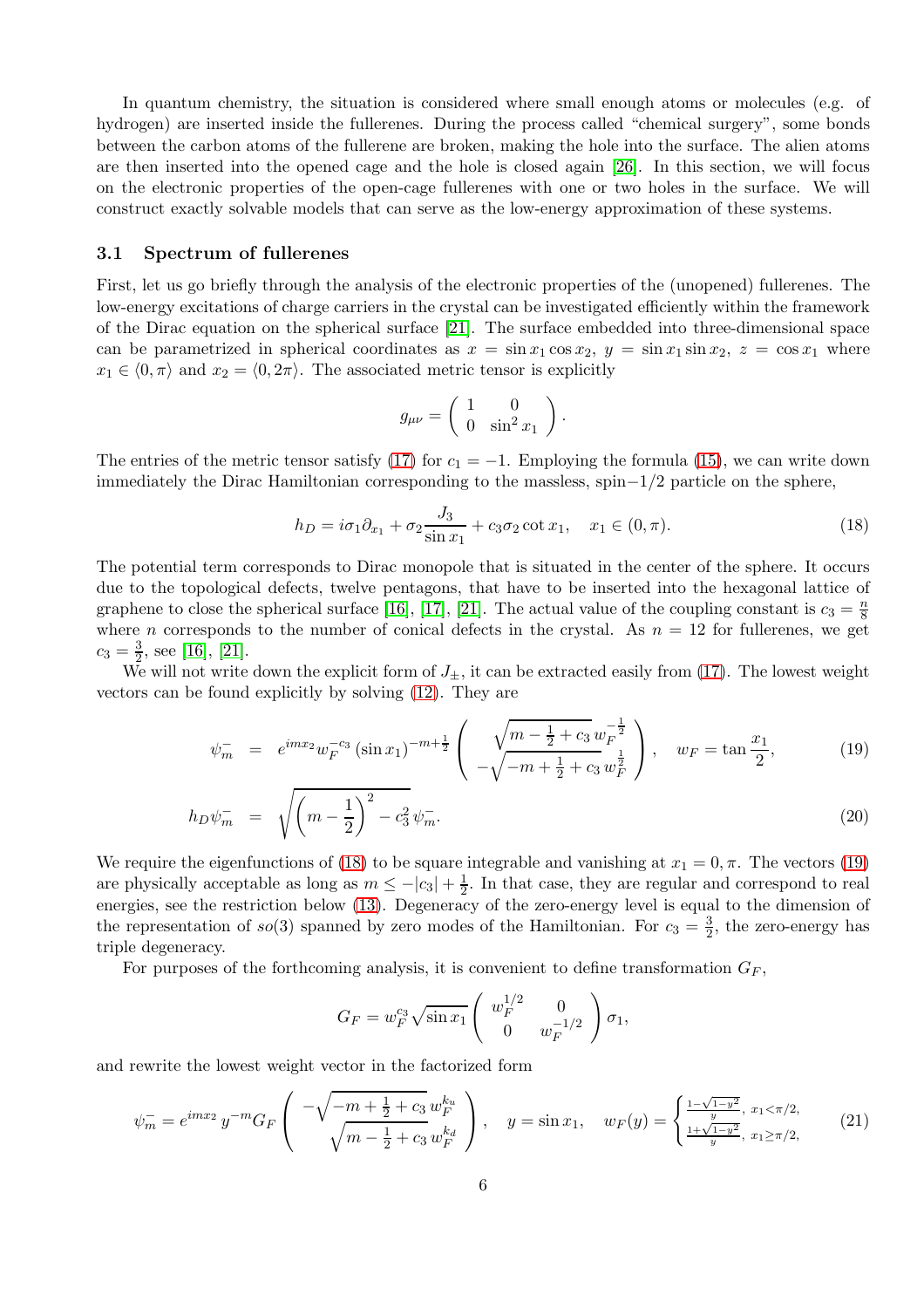In quantum chemistry, the situation is considered where small enough atoms or molecules (e.g. of hydrogen) are inserted inside the fullerenes. During the process called "chemical surgery", some bonds between the carbon atoms of the fullerene are broken, making the hole into the surface. The alien atoms are then inserted into the opened cage and the hole is closed again [26]. In this section, we will focus on the electronic properties of the open-cage fullerenes with one or two holes in the surface. We will construct exactly solvable models that can serve as the low-energy approximation of these systems.

### 3.1 Spectrum of fullerenes

First, let us go briefly through the analysis of the electronic properties of the (unopened) fullerenes. The low-energy excitations of charge carriers in the crystal can be investigated efficiently within the framework of the Dirac equation on the spherical surface [21]. The surface embedded into three-dimensional space can be parametrized in spherical coordinates as $x = \sin x_1 \cos x_2$, $y = \sin x_1 \sin x_2$, $z = \cos x_1$ where $x_1 \in \langle 0, \pi\rangle$ and $x_2 = \langle 0, 2\pi\rangle$. The associated metric tensor is explicitly

$$g_{\mu\nu} = \begin{pmatrix} 1 & 0 \\ 0 & \sin^2 x_1 \end{pmatrix}.$$

The entries of the metric tensor satisfy (17) for $c_1 = -1$. Employing the formula (15), we can write down immediately the Dirac Hamiltonian corresponding to the massless, spin$-1/2$ particle on the sphere,

$$h_D = i\sigma_1 \partial_{x_1} + \sigma_2 \frac{J_3}{\sin x_1} + c_3 \sigma_2 \cot x_1, \quad x_1 \in (0, \pi). \tag{18}$$

The potential term corresponds to Dirac monopole that is situated in the center of the sphere. It occurs due to the topological defects, twelve pentagons, that have to be inserted into the hexagonal lattice of graphene to close the spherical surface [16], [17], [21]. The actual value of the coupling constant is $c_3 = \frac{n}{8}$ where $n$ corresponds to the number of conical defects in the crystal. As $n = 12$ for fullerenes, we get $c_3 = \frac{3}{2}$, see [16], [21].

We will not write down the explicit form of $J_\pm$, it can be extracted easily from (17). The lowest weight vectors can be found explicitly by solving (12). They are

$$\psi_m^- = e^{imx_2} w_F^{-c_3} (\sin x_1)^{-m+\frac{1}{2}} \begin{pmatrix} \sqrt{m - \frac{1}{2} + c_3}\, w_F^{-\frac{1}{2}} \\ -\sqrt{-m + \frac{1}{2} + c_3}\, w_F^{\frac{1}{2}} \end{pmatrix}, \quad w_F = \tan\frac{x_1}{2}, \tag{19}$$

$$h_D \psi_m^- = \sqrt{\left(m - \frac{1}{2}\right)^2 - c_3^2}\, \psi_m^-. \tag{20}$$

We require the eigenfunctions of (18) to be square integrable and vanishing at $x_1 = 0, \pi$. The vectors (19) are physically acceptable as long as $m \leq -|c_3| + \frac{1}{2}$. In that case, they are regular and correspond to real energies, see the restriction below (13). Degeneracy of the zero-energy level is equal to the dimension of the representation of $so(3)$ spanned by zero modes of the Hamiltonian. For $c_3 = \frac{3}{2}$, the zero-energy has triple degeneracy.

For purposes of the forthcoming analysis, it is convenient to define transformation $G_F$,

$$G_F = w_F^{c_3} \sqrt{\sin x_1} \begin{pmatrix} w_F^{1/2} & 0 \\ 0 & w_F^{-1/2} \end{pmatrix} \sigma_1,$$

and rewrite the lowest weight vector in the factorized form

$$\psi_m^- = e^{imx_2} y^{-m} G_F \begin{pmatrix} -\sqrt{-m + \frac{1}{2} + c_3}\, w_F^{k_u} \\ \sqrt{m - \frac{1}{2} + c_3}\, w_F^{k_d} \end{pmatrix}, \quad y = \sin x_1, \quad w_F(y) = \begin{cases} \frac{1 - \sqrt{1 - y^2}}{y}, & x_1 < \pi/2, \\ \frac{1 + \sqrt{1 - y^2}}{y}, & x_1 \geq \pi/2, \end{cases} \tag{21}$$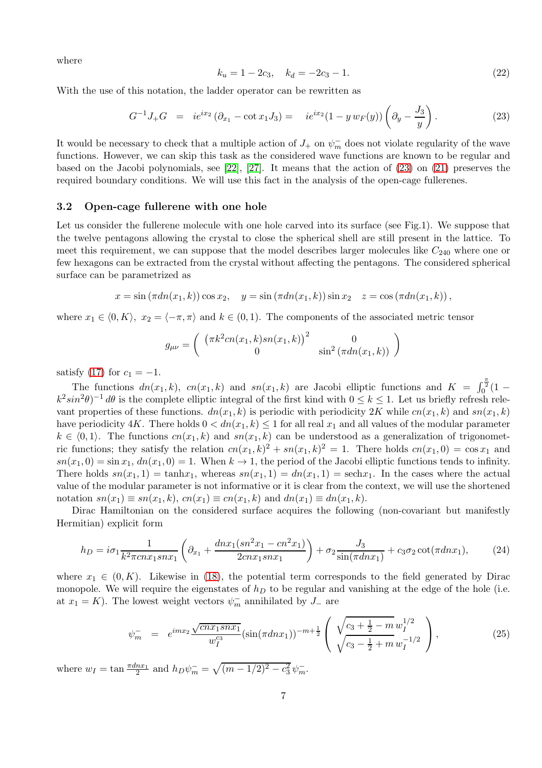where

$$k_u = 1 - 2c_3, \quad k_d = -2c_3 - 1. \tag{22}$$

With the use of this notation, the ladder operator can be rewritten as

$$G^{-1}J_+G \;=\; ie^{ix_2}\left(\partial_{x_1} - \cot x_1 J_3\right) = \quad ie^{ix_2}(1 - y\, w_F(y))\left(\partial_y - \frac{J_3}{y}\right). \tag{23}$$

It would be necessary to check that a multiple action of $J_+$ on $\psi_m^-$ does not violate regularity of the wave functions. However, we can skip this task as the considered wave functions are known to be regular and based on the Jacobi polynomials, see [22], [27]. It means that the action of (23) on (21) preserves the required boundary conditions. We will use this fact in the analysis of the open-cage fullerenes.

### 3.2 Open-cage fullerene with one hole

Let us consider the fullerene molecule with one hole carved into its surface (see Fig.1). We suppose that the twelve pentagons allowing the crystal to close the spherical shell are still present in the lattice. To meet this requirement, we can suppose that the model describes larger molecules like $C_{240}$ where one or few hexagons can be extracted from the crystal without affecting the pentagons. The considered spherical surface can be parametrized as

$$x = \sin\left(\pi dn(x_1,k)\right)\cos x_2, \quad y = \sin\left(\pi dn(x_1,k)\right)\sin x_2 \quad z = \cos\left(\pi dn(x_1,k)\right),$$

where $x_1 \in \langle 0, K\rangle$, $x_2 = \langle -\pi, \pi\rangle$ and $k \in (0,1)$. The components of the associated metric tensor

$$g_{\mu\nu} = \begin{pmatrix} \left(\pi k^2 cn(x_1,k) sn(x_1,k)\right)^2 & 0 \\ 0 & \sin^2\left(\pi dn(x_1,k)\right) \end{pmatrix}$$

satisfy (17) for $c_1 = -1$.

The functions $dn(x_1,k)$, $cn(x_1,k)$ and $sn(x_1,k)$ are Jacobi elliptic functions and $K = \int_0^{\frac{\pi}{2}}(1 - k^2 sin^2\theta)^{-1}\, d\theta$ is the complete elliptic integral of the first kind with $0 \le k \le 1$. Let us briefly refresh relevant properties of these functions. $dn(x_1,k)$ is periodic with periodicity $2K$ while $cn(x_1,k)$ and $sn(x_1,k)$ have periodicity $4K$. There holds $0 < dn(x_1,k) \le 1$ for all real $x_1$ and all values of the modular parameter $k \in \langle 0,1\rangle$. The functions $cn(x_1,k)$ and $sn(x_1,k)$ can be understood as a generalization of trigonometric functions; they satisfy the relation $cn(x_1,k)^2 + sn(x_1,k)^2 = 1$. There holds $cn(x_1,0) = \cos x_1$ and $sn(x_1,0) = \sin x_1$, $dn(x_1,0) = 1$. When $k \to 1$, the period of the Jacobi elliptic functions tends to infinity. There holds $sn(x_1,1) = \tanh x_1$, whereas $sn(x_1,1) = dn(x_1,1) = \mathrm{sech} x_1$. In the cases where the actual value of the modular parameter is not informative or it is clear from the context, we will use the shortened notation $sn(x_1) \equiv sn(x_1,k)$, $cn(x_1) \equiv cn(x_1,k)$ and $dn(x_1) \equiv dn(x_1,k)$.

Dirac Hamiltonian on the considered surface acquires the following (non-covariant but manifestly Hermitian) explicit form

$$h_D = i\sigma_1 \frac{1}{k^2\pi cnx_1 snx_1}\left(\partial_{x_1} + \frac{dnx_1(sn^2x_1 - cn^2x_1)}{2cnx_1 snx_1}\right) + \sigma_2\frac{J_3}{\sin(\pi dnx_1)} + c_3\sigma_2\cot(\pi dnx_1), \tag{24}$$

where $x_1 \in (0,K)$. Likewise in (18), the potential term corresponds to the field generated by Dirac monopole. We will require the eigenstates of $h_D$ to be regular and vanishing at the edge of the hole (i.e. at $x_1 = K$). The lowest weight vectors $\psi_m^-$ annihilated by $J_-$ are

$$\psi_m^- \;=\; e^{imx_2}\frac{\sqrt{cnx_1 snx_1}}{w_I^{c_3}}(\sin(\pi dnx_1))^{-m+\frac{1}{2}}\begin{pmatrix} \sqrt{c_3 + \frac{1}{2} - m}\, w_I^{1/2} \\ \sqrt{c_3 - \frac{1}{2} + m}\, w_I^{-1/2} \end{pmatrix}, \tag{25}$$

where $w_I = \tan\frac{\pi dnx_1}{2}$ and $h_D\psi_m^- = \sqrt{(m-1/2)^2 - c_3^2}\,\psi_m^-$.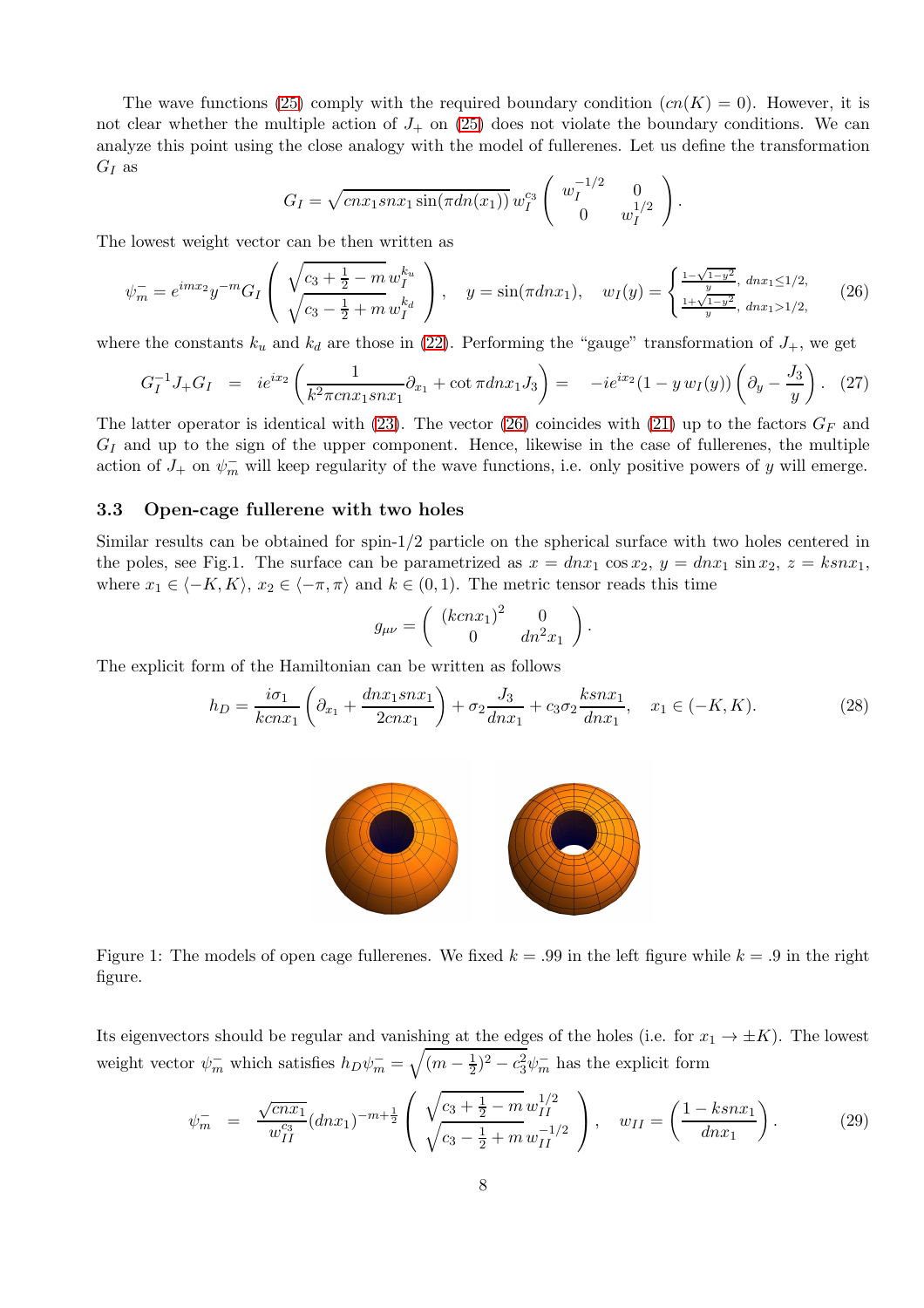The wave functions (25) comply with the required boundary condition ($cn(K) = 0$). However, it is not clear whether the multiple action of $J_+$ on (25) does not violate the boundary conditions. We can analyze this point using the close analogy with the model of fullerenes. Let us define the transformation $G_I$ as

$$G_I = \sqrt{cnx_1 snx_1 \sin(\pi dn(x_1))}\, w_I^{c_3} \begin{pmatrix} w_I^{-1/2} & 0 \\ 0 & w_I^{1/2} \end{pmatrix}.$$

The lowest weight vector can be then written as

$$\psi_m^- = e^{imx_2} y^{-m} G_I \begin{pmatrix} \sqrt{c_3 + \frac{1}{2} - m}\, w_I^{k_u} \\ \sqrt{c_3 - \frac{1}{2} + m}\, w_I^{k_d} \end{pmatrix}, \quad y = \sin(\pi dnx_1), \quad w_I(y) = \begin{cases} \frac{1-\sqrt{1-y^2}}{y}, & dnx_1 \leq 1/2, \\ \frac{1+\sqrt{1-y^2}}{y}, & dnx_1 > 1/2, \end{cases} \tag{26}$$

where the constants $k_u$ and $k_d$ are those in (22). Performing the "gauge" transformation of $J_+$, we get

$$G_I^{-1} J_+ G_I = ie^{ix_2}\left(\frac{1}{k^2 \pi cnx_1 snx_1}\partial_{x_1} + \cot \pi dnx_1 J_3\right) = -ie^{ix_2}(1 - y\, w_I(y))\left(\partial_y - \frac{J_3}{y}\right). \tag{27}$$

The latter operator is identical with (23). The vector (26) coincides with (21) up to the factors $G_F$ and $G_I$ and up to the sign of the upper component. Hence, likewise in the case of fullerenes, the multiple action of $J_+$ on $\psi_m^-$ will keep regularity of the wave functions, i.e. only positive powers of $y$ will emerge.

### 3.3 Open-cage fullerene with two holes

Similar results can be obtained for spin-1/2 particle on the spherical surface with two holes centered in the poles, see Fig.1. The surface can be parametrized as $x = dnx_1 \cos x_2$, $y = dnx_1 \sin x_2$, $z = ksnx_1$, where $x_1 \in \langle -K, K\rangle$, $x_2 \in \langle -\pi, \pi\rangle$ and $k \in (0, 1)$. The metric tensor reads this time

$$g_{\mu\nu} = \begin{pmatrix} (kcnx_1)^2 & 0 \\ 0 & dn^2 x_1 \end{pmatrix}.$$

The explicit form of the Hamiltonian can be written as follows

$$h_D = \frac{i\sigma_1}{kcnx_1}\left(\partial_{x_1} + \frac{dnx_1 snx_1}{2cnx_1}\right) + \sigma_2 \frac{J_3}{dnx_1} + c_3 \sigma_2 \frac{ksnx_1}{dnx_1}, \quad x_1 \in (-K, K). \tag{28}$$

Figure 1: The models of open cage fullerenes. We fixed $k = .99$ in the left figure while $k = .9$ in the right figure.

Its eigenvectors should be regular and vanishing at the edges of the holes (i.e. for $x_1 \to \pm K$). The lowest weight vector $\psi_m^-$ which satisfies $h_D \psi_m^- = \sqrt{(m - \frac{1}{2})^2 - c_3^2}\,\psi_m^-$ has the explicit form

$$\psi_m^- = \frac{\sqrt{cnx_1}}{w_{II}^{c_3}} (dnx_1)^{-m+\frac{1}{2}} \begin{pmatrix} \sqrt{c_3 + \frac{1}{2} - m}\, w_{II}^{1/2} \\ \sqrt{c_3 - \frac{1}{2} + m}\, w_{II}^{-1/2} \end{pmatrix}, \quad w_{II} = \left(\frac{1 - ksnx_1}{dnx_1}\right). \tag{29}$$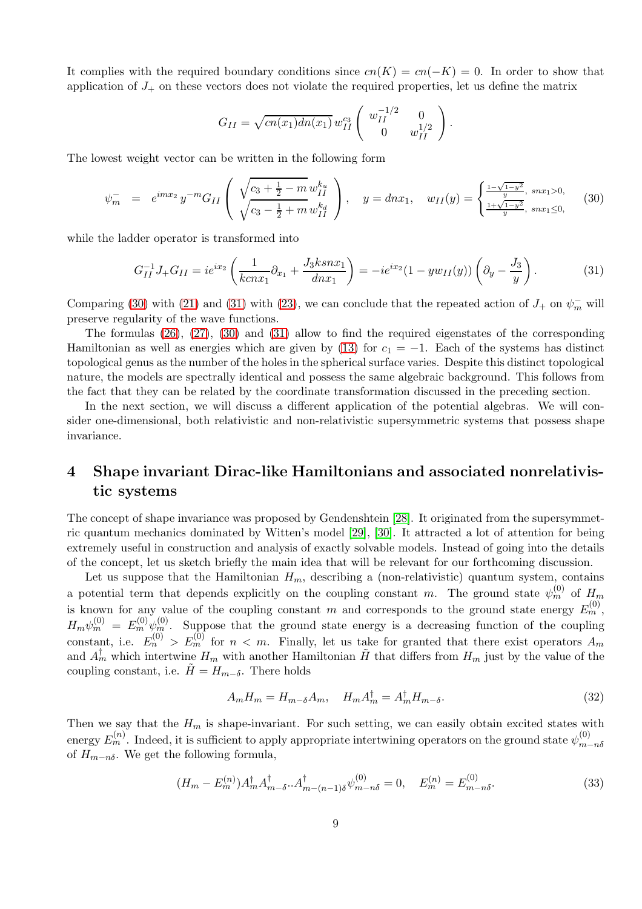It complies with the required boundary conditions since $cn(K) = cn(-K) = 0$. In order to show that application of $J_+$ on these vectors does not violate the required properties, let us define the matrix

$$G_{II} = \sqrt{cn(x_1)dn(x_1)}\, w_{II}^{c_3} \begin{pmatrix} w_{II}^{-1/2} & 0 \\ 0 & w_{II}^{1/2} \end{pmatrix}.$$

The lowest weight vector can be written in the following form

$$\psi_m^- = e^{imx_2}\, y^{-m} G_{II} \begin{pmatrix} \sqrt{c_3 + \frac{1}{2} - m}\, w_{II}^{k_u} \\ \sqrt{c_3 - \frac{1}{2} + m}\, w_{II}^{k_d} \end{pmatrix}, \quad y = dnx_1, \quad w_{II}(y) = \begin{cases} \frac{1-\sqrt{1-y^2}}{y}, & snx_1 > 0, \\ \frac{1+\sqrt{1-y^2}}{y}, & snx_1 \leq 0, \end{cases} \tag{30}$$

while the ladder operator is transformed into

$$G_{II}^{-1} J_+ G_{II} = ie^{ix_2}\left(\frac{1}{kcnx_1}\partial_{x_1} + \frac{J_3 ksnx_1}{dnx_1}\right) = -ie^{ix_2}(1 - yw_{II}(y))\left(\partial_y - \frac{J_3}{y}\right). \tag{31}$$

Comparing (30) with (21) and (31) with (23), we can conclude that the repeated action of $J_+$ on $\psi_m^-$ will preserve regularity of the wave functions.

The formulas (26), (27), (30) and (31) allow to find the required eigenstates of the corresponding Hamiltonian as well as energies which are given by (13) for $c_1 = -1$. Each of the systems has distinct topological genus as the number of the holes in the spherical surface varies. Despite this distinct topological nature, the models are spectrally identical and possess the same algebraic background. This follows from the fact that they can be related by the coordinate transformation discussed in the preceding section.

In the next section, we will discuss a different application of the potential algebras. We will consider one-dimensional, both relativistic and non-relativistic supersymmetric systems that possess shape invariance.

## 4 Shape invariant Dirac-like Hamiltonians and associated nonrelativistic systems

The concept of shape invariance was proposed by Gendenshtein [28]. It originated from the supersymmetric quantum mechanics dominated by Witten's model [29], [30]. It attracted a lot of attention for being extremely useful in construction and analysis of exactly solvable models. Instead of going into the details of the concept, let us sketch briefly the main idea that will be relevant for our forthcoming discussion.

Let us suppose that the Hamiltonian $H_m$, describing a (non-relativistic) quantum system, contains a potential term that depends explicitly on the coupling constant $m$. The ground state $\psi_m^{(0)}$ of $H_m$ is known for any value of the coupling constant $m$ and corresponds to the ground state energy $E_m^{(0)}$, $H_m\psi_m^{(0)} = E_m^{(0)}\psi_m^{(0)}$. Suppose that the ground state energy is a decreasing function of the coupling constant, i.e. $E_n^{(0)} > E_m^{(0)}$ for $n < m$. Finally, let us take for granted that there exist operators $A_m$ and $A_m^\dagger$ which intertwine $H_m$ with another Hamiltonian $\tilde{H}$ that differs from $H_m$ just by the value of the coupling constant, i.e. $\tilde{H} = H_{m-\delta}$. There holds

$$A_m H_m = H_{m-\delta} A_m, \quad H_m A_m^\dagger = A_m^\dagger H_{m-\delta}. \tag{32}$$

Then we say that the $H_m$ is shape-invariant. For such setting, we can easily obtain excited states with energy $E_m^{(n)}$. Indeed, it is sufficient to apply appropriate intertwining operators on the ground state $\psi_{m-n\delta}^{(0)}$ of $H_{m-n\delta}$. We get the following formula,

$$(H_m - E_m^{(n)})A_m^\dagger A_{m-\delta}^\dagger .. A_{m-(n-1)\delta}^\dagger \psi_{m-n\delta}^{(0)} = 0, \quad E_m^{(n)} = E_{m-n\delta}^{(0)}. \tag{33}$$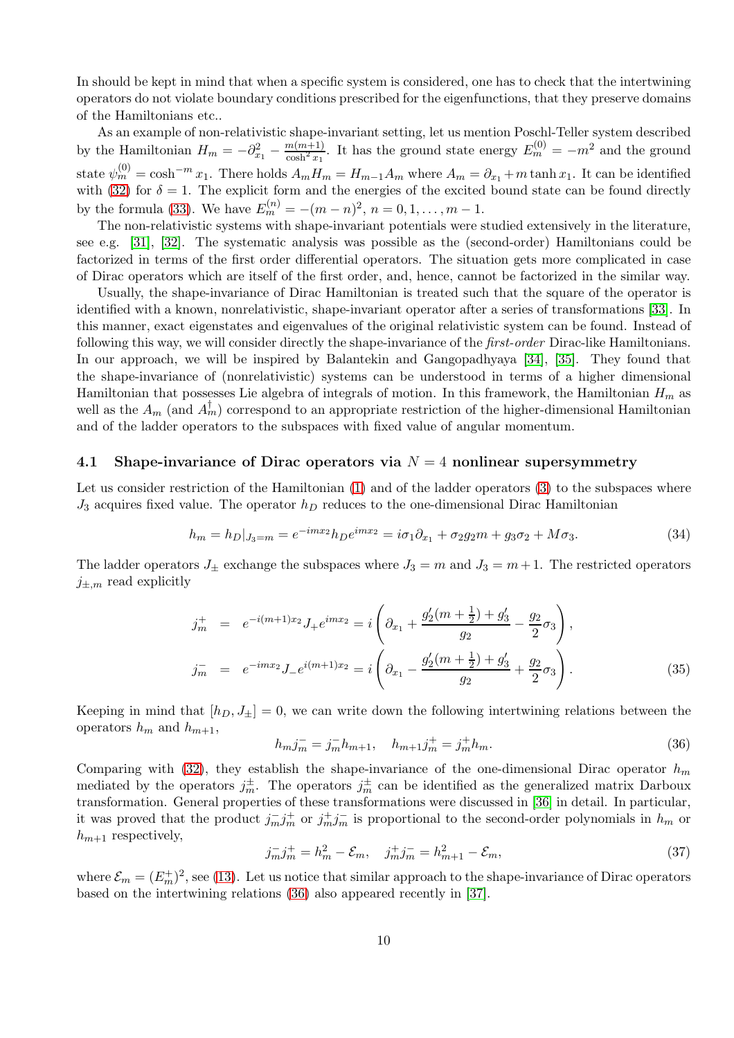In should be kept in mind that when a specific system is considered, one has to check that the intertwining operators do not violate boundary conditions prescribed for the eigenfunctions, that they preserve domains of the Hamiltonians etc..

As an example of non-relativistic shape-invariant setting, let us mention Poschl-Teller system described by the Hamiltonian $H_m = -\partial_{x_1}^2 - \frac{m(m+1)}{\cosh^2 x_1}$. It has the ground state energy $E_m^{(0)} = -m^2$ and the ground state $\psi_m^{(0)} = \cosh^{-m} x_1$. There holds $A_m H_m = H_{m-1} A_m$ where $A_m = \partial_{x_1} + m \tanh x_1$. It can be identified with (32) for $\delta = 1$. The explicit form and the energies of the excited bound state can be found directly by the formula (33). We have $E_m^{(n)} = -(m-n)^2$, $n = 0, 1, \ldots, m-1$.

The non-relativistic systems with shape-invariant potentials were studied extensively in the literature, see e.g. [31], [32]. The systematic analysis was possible as the (second-order) Hamiltonians could be factorized in terms of the first order differential operators. The situation gets more complicated in case of Dirac operators which are itself of the first order, and, hence, cannot be factorized in the similar way.

Usually, the shape-invariance of Dirac Hamiltonian is treated such that the square of the operator is identified with a known, nonrelativistic, shape-invariant operator after a series of transformations [33]. In this manner, exact eigenstates and eigenvalues of the original relativistic system can be found. Instead of following this way, we will consider directly the shape-invariance of the *first-order* Dirac-like Hamiltonians. In our approach, we will be inspired by Balantekin and Gangopadhyaya [34], [35]. They found that the shape-invariance of (nonrelativistic) systems can be understood in terms of a higher dimensional Hamiltonian that possesses Lie algebra of integrals of motion. In this framework, the Hamiltonian $H_m$ as well as the $A_m$ (and $A_m^\dagger$) correspond to an appropriate restriction of the higher-dimensional Hamiltonian and of the ladder operators to the subspaces with fixed value of angular momentum.

### 4.1 Shape-invariance of Dirac operators via $N = 4$ nonlinear supersymmetry

Let us consider restriction of the Hamiltonian (1) and of the ladder operators (3) to the subspaces where $J_3$ acquires fixed value. The operator $h_D$ reduces to the one-dimensional Dirac Hamiltonian

$$h_m = h_D|_{J_3=m} = e^{-imx_2} h_D e^{imx_2} = i\sigma_1 \partial_{x_1} + \sigma_2 g_2 m + g_3 \sigma_2 + M\sigma_3. \tag{34}$$

The ladder operators $J_\pm$ exchange the subspaces where $J_3 = m$ and $J_3 = m+1$. The restricted operators $j_{\pm,m}$ read explicitly

$$\begin{aligned} j_m^+ &= e^{-i(m+1)x_2} J_+ e^{imx_2} = i\left(\partial_{x_1} + \frac{g_2'(m+\frac{1}{2}) + g_3'}{g_2} - \frac{g_2}{2}\sigma_3\right), \\ j_m^- &= e^{-imx_2} J_- e^{i(m+1)x_2} = i\left(\partial_{x_1} - \frac{g_2'(m+\frac{1}{2}) + g_3'}{g_2} + \frac{g_2}{2}\sigma_3\right). \end{aligned} \tag{35}$$

Keeping in mind that $[h_D, J_\pm] = 0$, we can write down the following intertwining relations between the operators $h_m$ and $h_{m+1}$,

$$h_m j_m^- = j_m^- h_{m+1}, \quad h_{m+1} j_m^+ = j_m^+ h_m. \tag{36}$$

Comparing with (32), they establish the shape-invariance of the one-dimensional Dirac operator $h_m$ mediated by the operators $j_m^\pm$. The operators $j_m^\pm$ can be identified as the generalized matrix Darboux transformation. General properties of these transformations were discussed in [36] in detail. In particular, it was proved that the product $j_m^- j_m^+$ or $j_m^+ j_m^-$ is proportional to the second-order polynomials in $h_m$ or $h_{m+1}$ respectively,

$$j_m^- j_m^+ = h_m^2 - \mathcal{E}_m, \quad j_m^+ j_m^- = h_{m+1}^2 - \mathcal{E}_m, \tag{37}$$

where $\mathcal{E}_m = (E_m^+)^2$, see (13). Let us notice that similar approach to the shape-invariance of Dirac operators based on the intertwining relations (36) also appeared recently in [37].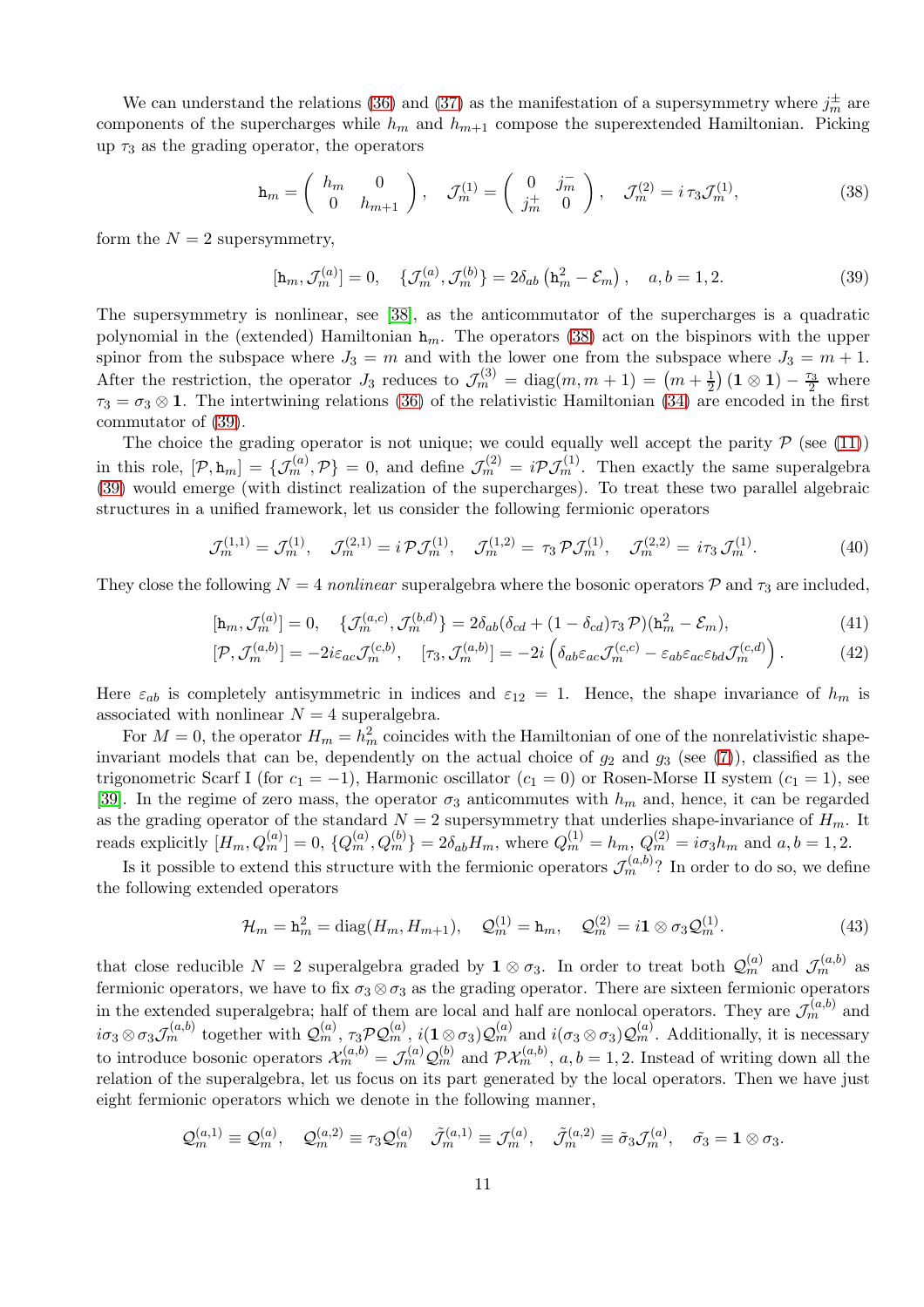We can understand the relations (36) and (37) as the manifestation of a supersymmetry where $j_m^\pm$ are components of the supercharges while $h_m$ and $h_{m+1}$ compose the superextended Hamiltonian. Picking up $\tau_3$ as the grading operator, the operators

$$\mathtt{h}_m = \begin{pmatrix} h_m & 0 \\ 0 & h_{m+1} \end{pmatrix}, \quad \mathcal{J}_m^{(1)} = \begin{pmatrix} 0 & j_m^- \\ j_m^+ & 0 \end{pmatrix}, \quad \mathcal{J}_m^{(2)} = i\,\tau_3 \mathcal{J}_m^{(1)}, \tag{38}$$

form the $N=2$ supersymmetry,

$$[\mathtt{h}_m, \mathcal{J}_m^{(a)}] = 0, \quad \{\mathcal{J}_m^{(a)}, \mathcal{J}_m^{(b)}\} = 2\delta_{ab}\left(\mathtt{h}_m^2 - \mathcal{E}_m\right), \quad a,b = 1,2. \tag{39}$$

The supersymmetry is nonlinear, see [38], as the anticommutator of the supercharges is a quadratic polynomial in the (extended) Hamiltonian $\mathtt{h}_m$. The operators (38) act on the bispinors with the upper spinor from the subspace where $J_3 = m$ and with the lower one from the subspace where $J_3 = m+1$. After the restriction, the operator $J_3$ reduces to $\mathcal{J}_m^{(3)} = \mathrm{diag}(m, m+1) = \left(m + \frac{1}{2}\right)(\mathbf{1}\otimes\mathbf{1}) - \frac{\tau_3}{2}$ where $\tau_3 = \sigma_3 \otimes \mathbf{1}$. The intertwining relations (36) of the relativistic Hamiltonian (34) are encoded in the first commutator of (39).

The choice the grading operator is not unique; we could equally well accept the parity $\mathcal{P}$ (see (11)) in this role, $[\mathcal{P}, \mathtt{h}_m] = \{\mathcal{J}_m^{(a)}, \mathcal{P}\} = 0$, and define $\mathcal{J}_m^{(2)} = i\mathcal{P}\mathcal{J}_m^{(1)}$. Then exactly the same superalgebra (39) would emerge (with distinct realization of the supercharges). To treat these two parallel algebraic structures in a unified framework, let us consider the following fermionic operators

$$\mathcal{J}_m^{(1,1)} = \mathcal{J}_m^{(1)}, \quad \mathcal{J}_m^{(2,1)} = i\,\mathcal{P}\mathcal{J}_m^{(1)}, \quad \mathcal{J}_m^{(1,2)} = \tau_3\,\mathcal{P}\mathcal{J}_m^{(1)}, \quad \mathcal{J}_m^{(2,2)} = i\tau_3\,\mathcal{J}_m^{(1)}. \tag{40}$$

They close the following $N=4$ *nonlinear* superalgebra where the bosonic operators $\mathcal{P}$ and $\tau_3$ are included,

$$[\mathtt{h}_m, \mathcal{J}_m^{(a)}] = 0, \quad \{\mathcal{J}_m^{(a,c)}, \mathcal{J}_m^{(b,d)}\} = 2\delta_{ab}(\delta_{cd} + (1-\delta_{cd})\tau_3\,\mathcal{P})(\mathtt{h}_m^2 - \mathcal{E}_m), \tag{41}$$

$$[\mathcal{P}, \mathcal{J}_m^{(a,b)}] = -2i\varepsilon_{ac}\mathcal{J}_m^{(c,b)}, \quad [\tau_3, \mathcal{J}_m^{(a,b)}] = -2i\left(\delta_{ab}\varepsilon_{ac}\mathcal{J}_m^{(c,c)} - \varepsilon_{ab}\varepsilon_{ac}\varepsilon_{bd}\mathcal{J}_m^{(c,d)}\right). \tag{42}$$

Here $\varepsilon_{ab}$ is completely antisymmetric in indices and $\varepsilon_{12} = 1$. Hence, the shape invariance of $h_m$ is associated with nonlinear $N=4$ superalgebra.

For $M=0$, the operator $H_m = h_m^2$ coincides with the Hamiltonian of one of the nonrelativistic shape-invariant models that can be, dependently on the actual choice of $g_2$ and $g_3$ (see (7)), classified as the trigonometric Scarf I (for $c_1 = -1$), Harmonic oscillator ($c_1 = 0$) or Rosen-Morse II system ($c_1 = 1$), see [39]. In the regime of zero mass, the operator $\sigma_3$ anticommutes with $h_m$ and, hence, it can be regarded as the grading operator of the standard $N=2$ supersymmetry that underlies shape-invariance of $H_m$. It reads explicitly $[H_m, Q_m^{(a)}] = 0$, $\{Q_m^{(a)}, Q_m^{(b)}\} = 2\delta_{ab}H_m$, where $Q_m^{(1)} = h_m$, $Q_m^{(2)} = i\sigma_3 h_m$ and $a,b = 1,2$.

Is it possible to extend this structure with the fermionic operators $\mathcal{J}_m^{(a,b)}$? In order to do so, we define the following extended operators

$$\mathcal{H}_m = \mathtt{h}_m^2 = \mathrm{diag}(H_m, H_{m+1}), \quad \mathcal{Q}_m^{(1)} = \mathtt{h}_m, \quad \mathcal{Q}_m^{(2)} = i\mathbf{1}\otimes\sigma_3\mathcal{Q}_m^{(1)}. \tag{43}$$

that close reducible $N=2$ superalgebra graded by $\mathbf{1}\otimes\sigma_3$. In order to treat both $\mathcal{Q}_m^{(a)}$ and $\mathcal{J}_m^{(a,b)}$ as fermionic operators, we have to fix $\sigma_3\otimes\sigma_3$ as the grading operator. There are sixteen fermionic operators in the extended superalgebra; half of them are local and half are nonlocal operators. They are $\mathcal{J}_m^{(a,b)}$ and $i\sigma_3\otimes\sigma_3\mathcal{J}_m^{(a,b)}$ together with $\mathcal{Q}_m^{(a)}$, $\tau_3\mathcal{P}\mathcal{Q}_m^{(a)}$, $i(\mathbf{1}\otimes\sigma_3)\mathcal{Q}_m^{(a)}$ and $i(\sigma_3\otimes\sigma_3)\mathcal{Q}_m^{(a)}$. Additionally, it is necessary to introduce bosonic operators $\mathcal{X}_m^{(a,b)} = \mathcal{J}_m^{(a)}\mathcal{Q}_m^{(b)}$ and $\mathcal{P}\mathcal{X}_m^{(a,b)}$, $a,b = 1,2$. Instead of writing down all the relation of the superalgebra, let us focus on its part generated by the local operators. Then we have just eight fermionic operators which we denote in the following manner,

$$\mathcal{Q}_m^{(a,1)} \equiv \mathcal{Q}_m^{(a)}, \quad \mathcal{Q}_m^{(a,2)} \equiv \tau_3\mathcal{Q}_m^{(a)} \quad \tilde{\mathcal{J}}_m^{(a,1)} \equiv \mathcal{J}_m^{(a)}, \quad \tilde{\mathcal{J}}_m^{(a,2)} \equiv \tilde{\sigma}_3\mathcal{J}_m^{(a)}, \quad \tilde{\sigma}_3 = \mathbf{1}\otimes\sigma_3.$$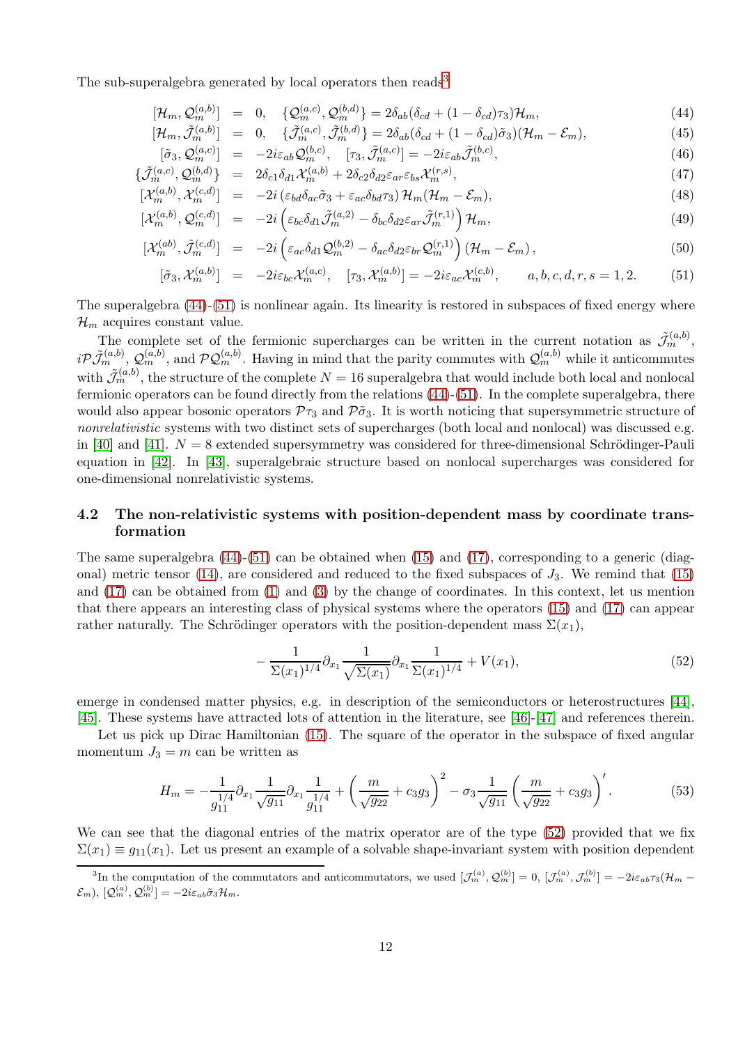The sub-superalgebra generated by local operators then reads[3]

$$[\mathcal{H}_m, \mathcal{Q}_m^{(a,b)}] = 0, \quad \{\mathcal{Q}_m^{(a,c)}, \mathcal{Q}_m^{(b,d)}\} = 2\delta_{ab}(\delta_{cd} + (1-\delta_{cd})\tau_3)\mathcal{H}_m, \tag{44}$$

$$[\mathcal{H}_m, \tilde{\mathcal{J}}_m^{(a,b)}] = 0, \quad \{\tilde{\mathcal{J}}_m^{(a,c)}, \tilde{\mathcal{J}}_m^{(b,d)}\} = 2\delta_{ab}(\delta_{cd} + (1-\delta_{cd})\tilde{\sigma}_3)(\mathcal{H}_m - \mathcal{E}_m), \tag{45}$$

$$[\tilde{\sigma}_3, \mathcal{Q}_m^{(a,c)}] = -2i\varepsilon_{ab}\mathcal{Q}_m^{(b,c)}, \quad [\tau_3, \tilde{\mathcal{J}}_m^{(a,c)}] = -2i\varepsilon_{ab}\tilde{\mathcal{J}}_m^{(b,c)}, \tag{46}$$

$$\{\tilde{\mathcal{J}}_m^{(a,c)}, \mathcal{Q}_m^{(b,d)}\} = 2\delta_{c1}\delta_{d1}\mathcal{X}_m^{(a,b)} + 2\delta_{c2}\delta_{d2}\varepsilon_{ar}\varepsilon_{bs}\mathcal{X}_m^{(r,s)}, \tag{47}$$

$$[\mathcal{X}_m^{(a,b)}, \mathcal{X}_m^{(c,d)}] = -2i\left(\varepsilon_{bd}\delta_{ac}\tilde{\sigma}_3 + \varepsilon_{ac}\delta_{bd}\tau_3\right)\mathcal{H}_m(\mathcal{H}_m - \mathcal{E}_m), \tag{48}$$

$$[\mathcal{X}_m^{(a,b)}, \mathcal{Q}_m^{(c,d)}] = -2i\left(\varepsilon_{bc}\delta_{d1}\tilde{\mathcal{J}}_m^{(a,2)} - \delta_{bc}\delta_{d2}\varepsilon_{ar}\tilde{\mathcal{J}}_m^{(r,1)}\right)\mathcal{H}_m, \tag{49}$$

$$[\mathcal{X}_m^{(ab)}, \tilde{\mathcal{J}}_m^{(c,d)}] = -2i\left(\varepsilon_{ac}\delta_{d1}\mathcal{Q}_m^{(b,2)} - \delta_{ac}\delta_{d2}\varepsilon_{br}\mathcal{Q}_m^{(r,1)}\right)(\mathcal{H}_m - \mathcal{E}_m), \tag{50}$$

$$[\tilde{\sigma}_3, \mathcal{X}_m^{(a,b)}] = -2i\varepsilon_{bc}\mathcal{X}_m^{(a,c)}, \quad [\tau_3, \mathcal{X}_m^{(a,b)}] = -2i\varepsilon_{ac}\mathcal{X}_m^{(c,b)}, \qquad a,b,c,d,r,s = 1,2. \tag{51}$$

The superalgebra (44)-(51) is nonlinear again. Its linearity is restored in subspaces of fixed energy where $\mathcal{H}_m$ acquires constant value.

The complete set of the fermionic supercharges can be written in the current notation as $\tilde{\mathcal{J}}_m^{(a,b)}$, $i\mathcal{P}\tilde{\mathcal{J}}_m^{(a,b)}$, $\mathcal{Q}_m^{(a,b)}$, and $\mathcal{P}\mathcal{Q}_m^{(a,b)}$. Having in mind that the parity commutes with $\mathcal{Q}_m^{(a,b)}$ while it anticommutes with $\tilde{\mathcal{J}}_m^{(a,b)}$, the structure of the complete $N=16$ superalgebra that would include both local and nonlocal fermionic operators can be found directly from the relations (44)-(51). In the complete superalgebra, there would also appear bosonic operators $\mathcal{P}\tau_3$ and $\mathcal{P}\tilde{\sigma}_3$. It is worth noticing that supersymmetric structure of *nonrelativistic* systems with two distinct sets of supercharges (both local and nonlocal) was discussed e.g. in [40] and [41]. $N=8$ extended supersymmetry was considered for three-dimensional Schrödinger-Pauli equation in [42]. In [43], superalgebraic structure based on nonlocal supercharges was considered for one-dimensional nonrelativistic systems.

### 4.2 The non-relativistic systems with position-dependent mass by coordinate transformation

The same superalgebra (44)-(51) can be obtained when (15) and (17), corresponding to a generic (diagonal) metric tensor (14), are considered and reduced to the fixed subspaces of $J_3$. We remind that (15) and (17) can be obtained from (1) and (3) by the change of coordinates. In this context, let us mention that there appears an interesting class of physical systems where the operators (15) and (17) can appear rather naturally. The Schrödinger operators with the position-dependent mass $\Sigma(x_1)$,

$$-\frac{1}{\Sigma(x_1)^{1/4}}\partial_{x_1}\frac{1}{\sqrt{\Sigma(x_1)}}\partial_{x_1}\frac{1}{\Sigma(x_1)^{1/4}} + V(x_1), \tag{52}$$

emerge in condensed matter physics, e.g. in description of the semiconductors or heterostructures [44], [45]. These systems have attracted lots of attention in the literature, see [46]-[47] and references therein.

Let us pick up Dirac Hamiltonian (15). The square of the operator in the subspace of fixed angular momentum $J_3 = m$ can be written as

$$H_m = -\frac{1}{g_{11}^{1/4}}\partial_{x_1}\frac{1}{\sqrt{g_{11}}}\partial_{x_1}\frac{1}{g_{11}^{1/4}} + \left(\frac{m}{\sqrt{g_{22}}} + c_3 g_3\right)^2 - \sigma_3\frac{1}{\sqrt{g_{11}}}\left(\frac{m}{\sqrt{g_{22}}} + c_3 g_3\right)'. \tag{53}$$

We can see that the diagonal entries of the matrix operator are of the type (52) provided that we fix $\Sigma(x_1) \equiv g_{11}(x_1)$. Let us present an example of a solvable shape-invariant system with position dependent

---

[3] In the computation of the commutators and anticommutators, we used $[\mathcal{J}_m^{(a)}, \mathcal{Q}_m^{(b)}] = 0$, $[\mathcal{J}_m^{(a)}, \mathcal{J}_m^{(b)}] = -2i\varepsilon_{ab}\tau_3(\mathcal{H}_m - \mathcal{E}_m)$, $[\mathcal{Q}_m^{(a)}, \mathcal{Q}_m^{(b)}] = -2i\varepsilon_{ab}\tilde{\sigma}_3\mathcal{H}_m$.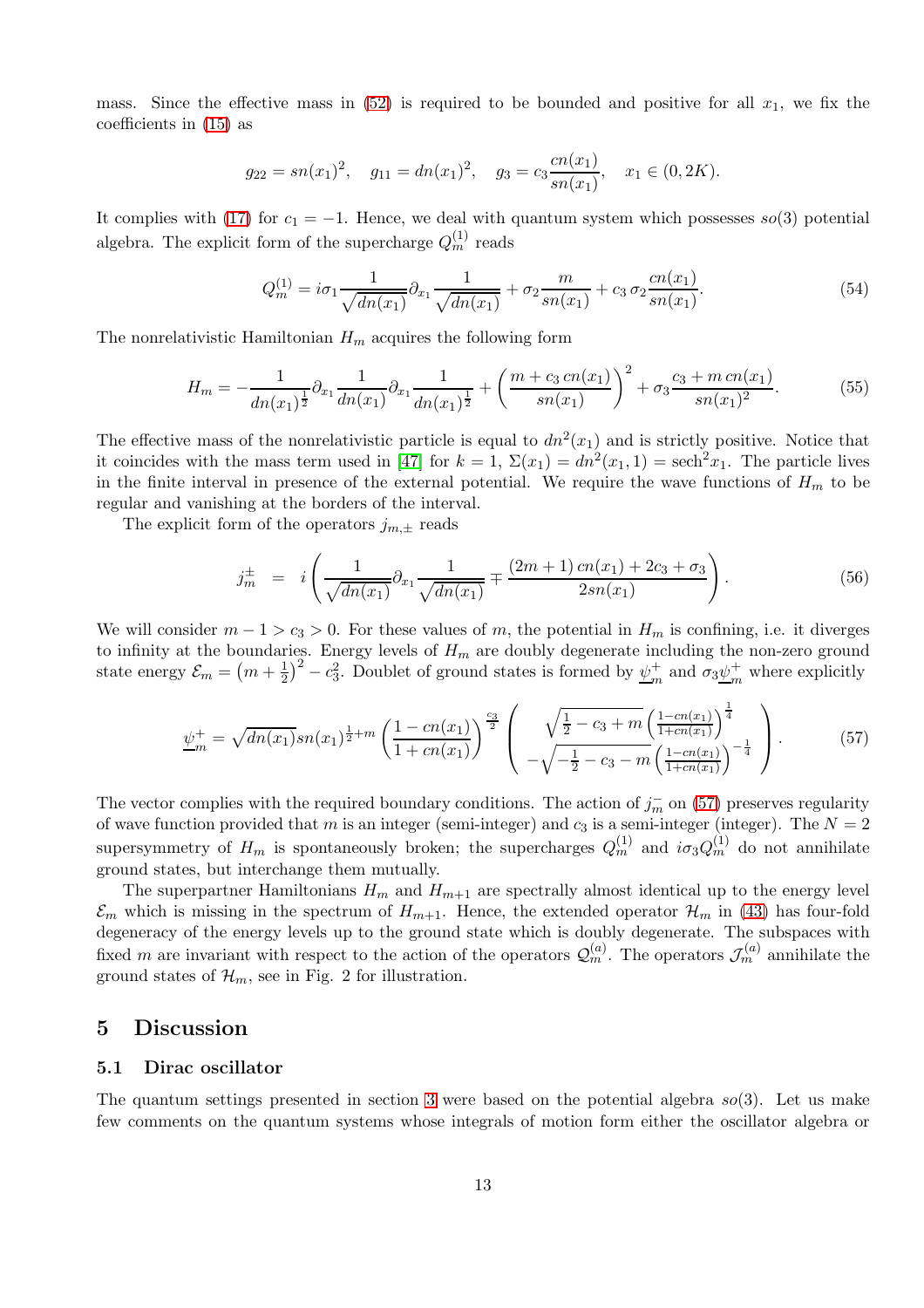mass. Since the effective mass in (52) is required to be bounded and positive for all $x_1$, we fix the coefficients in (15) as

$$g_{22} = sn(x_1)^2, \quad g_{11} = dn(x_1)^2, \quad g_3 = c_3 \frac{cn(x_1)}{sn(x_1)}, \quad x_1 \in (0, 2K).$$

It complies with (17) for $c_1 = -1$. Hence, we deal with quantum system which possesses $so(3)$ potential algebra. The explicit form of the supercharge $Q_m^{(1)}$ reads

$$Q_m^{(1)} = i\sigma_1 \frac{1}{\sqrt{dn(x_1)}} \partial_{x_1} \frac{1}{\sqrt{dn(x_1)}} + \sigma_2 \frac{m}{sn(x_1)} + c_3\, \sigma_2 \frac{cn(x_1)}{sn(x_1)}. \tag{54}$$

The nonrelativistic Hamiltonian $H_m$ acquires the following form

$$H_m = -\frac{1}{dn(x_1)^{\frac{1}{2}}} \partial_{x_1} \frac{1}{dn(x_1)} \partial_{x_1} \frac{1}{dn(x_1)^{\frac{1}{2}}} + \left( \frac{m + c_3\, cn(x_1)}{sn(x_1)} \right)^2 + \sigma_3 \frac{c_3 + m\, cn(x_1)}{sn(x_1)^2}. \tag{55}$$

The effective mass of the nonrelativistic particle is equal to $dn^2(x_1)$ and is strictly positive. Notice that it coincides with the mass term used in [47] for $k = 1$, $\Sigma(x_1) = dn^2(x_1, 1) = \text{sech}^2 x_1$. The particle lives in the finite interval in presence of the external potential. We require the wave functions of $H_m$ to be regular and vanishing at the borders of the interval.

The explicit form of the operators $j_{m,\pm}$ reads

$$j_m^{\pm} \;\; = \;\; i \left( \frac{1}{\sqrt{dn(x_1)}} \partial_{x_1} \frac{1}{\sqrt{dn(x_1)}} \mp \frac{(2m+1)\, cn(x_1) + 2c_3 + \sigma_3}{2 sn(x_1)} \right). \tag{56}$$

We will consider $m - 1 > c_3 > 0$. For these values of $m$, the potential in $H_m$ is confining, i.e. it diverges to infinity at the boundaries. Energy levels of $H_m$ are doubly degenerate including the non-zero ground state energy $\mathcal{E}_m = \left(m + \frac{1}{2}\right)^2 - c_3^2$. Doublet of ground states is formed by $\underline{\psi}_m^+$ and $\sigma_3 \underline{\psi}_m^+$ where explicitly

$$\underline{\psi}_m^+ = \sqrt{dn(x_1)}\, sn(x_1)^{\frac{1}{2}+m} \left( \frac{1 - cn(x_1)}{1 + cn(x_1)} \right)^{\frac{c_3}{2}} \begin{pmatrix} \sqrt{\frac{1}{2} - c_3 + m} \left( \frac{1 - cn(x_1)}{1 + cn(x_1)} \right)^{\frac{1}{4}} \\ -\sqrt{-\frac{1}{2} - c_3 - m} \left( \frac{1 - cn(x_1)}{1 + cn(x_1)} \right)^{-\frac{1}{4}} \end{pmatrix}. \tag{57}$$

The vector complies with the required boundary conditions. The action of $j_m^-$ on (57) preserves regularity of wave function provided that $m$ is an integer (semi-integer) and $c_3$ is a semi-integer (integer). The $N = 2$ supersymmetry of $H_m$ is spontaneously broken; the supercharges $Q_m^{(1)}$ and $i\sigma_3 Q_m^{(1)}$ do not annihilate ground states, but interchange them mutually.

The superpartner Hamiltonians $H_m$ and $H_{m+1}$ are spectrally almost identical up to the energy level $\mathcal{E}_m$ which is missing in the spectrum of $H_{m+1}$. Hence, the extended operator $\mathcal{H}_m$ in (43) has four-fold degeneracy of the energy levels up to the ground state which is doubly degenerate. The subspaces with fixed $m$ are invariant with respect to the action of the operators $\mathcal{Q}_m^{(a)}$. The operators $\mathcal{J}_m^{(a)}$ annihilate the ground states of $\mathcal{H}_m$, see in Fig. 2 for illustration.

## 5 Discussion

### 5.1 Dirac oscillator

The quantum settings presented in section 3 were based on the potential algebra $so(3)$. Let us make few comments on the quantum systems whose integrals of motion form either the oscillator algebra or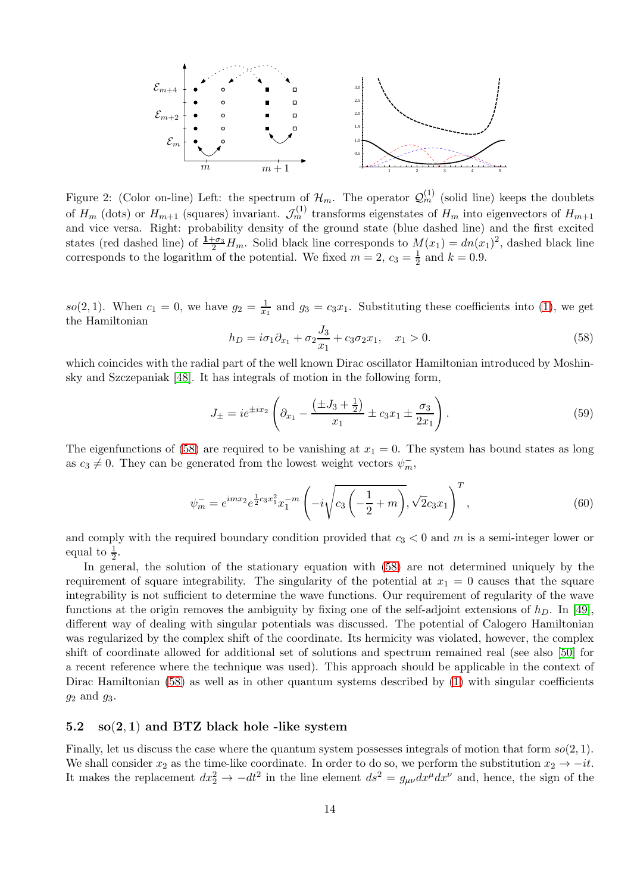Figure 2: (Color on-line) Left: the spectrum of $\mathcal{H}_m$. The operator $\mathcal{Q}_m^{(1)}$ (solid line) keeps the doublets of $H_m$ (dots) or $H_{m+1}$ (squares) invariant. $\mathcal{J}_m^{(1)}$ transforms eigenstates of $H_m$ into eigenvectors of $H_{m+1}$ and vice versa. Right: probability density of the ground state (blue dashed line) and the first excited states (red dashed line) of $\frac{1+\sigma_3}{2}H_m$. Solid black line corresponds to $M(x_1) = dn(x_1)^2$, dashed black line corresponds to the logarithm of the potential. We fixed $m = 2$, $c_3 = \frac{1}{2}$ and $k = 0.9$.

$so(2,1)$. When $c_1 = 0$, we have $g_2 = \frac{1}{x_1}$ and $g_3 = c_3 x_1$. Substituting these coefficients into (1), we get the Hamiltonian

$$h_D = i\sigma_1\partial_{x_1} + \sigma_2\frac{J_3}{x_1} + c_3\sigma_2 x_1, \quad x_1 > 0. \tag{58}$$

which coincides with the radial part of the well known Dirac oscillator Hamiltonian introduced by Moshinsky and Szczepaniak [48]. It has integrals of motion in the following form,

$$J_\pm = ie^{\pm ix_2}\left(\partial_{x_1} - \frac{(\pm J_3 + \frac{1}{2})}{x_1} \pm c_3 x_1 \pm \frac{\sigma_3}{2x_1}\right). \tag{59}$$

The eigenfunctions of (58) are required to be vanishing at $x_1 = 0$. The system has bound states as long as $c_3 \neq 0$. They can be generated from the lowest weight vectors $\psi_m^-$,

$$\psi_m^- = e^{imx_2}e^{\frac{1}{2}c_3x_1^2}x_1^{-m}\left(-i\sqrt{c_3\left(-\frac{1}{2}+m\right)}, \sqrt{2}c_3x_1\right)^T, \tag{60}$$

and comply with the required boundary condition provided that $c_3 < 0$ and $m$ is a semi-integer lower or equal to $\frac{1}{2}$.

In general, the solution of the stationary equation with (58) are not determined uniquely by the requirement of square integrability. The singularity of the potential at $x_1 = 0$ causes that the square integrability is not sufficient to determine the wave functions. Our requirement of regularity of the wave functions at the origin removes the ambiguity by fixing one of the self-adjoint extensions of $h_D$. In [49], different way of dealing with singular potentials was discussed. The potential of Calogero Hamiltonian was regularized by the complex shift of the coordinate. Its hermicity was violated, however, the complex shift of coordinate allowed for additional set of solutions and spectrum remained real (see also [50] for a recent reference where the technique was used). This approach should be applicable in the context of Dirac Hamiltonian (58) as well as in other quantum systems described by (1) with singular coefficients $g_2$ and $g_3$.

### 5.2 so(2,1) and BTZ black hole -like system

Finally, let us discuss the case where the quantum system possesses integrals of motion that form $so(2,1)$. We shall consider $x_2$ as the time-like coordinate. In order to do so, we perform the substitution $x_2 \to -it$. It makes the replacement $dx_2^2 \to -dt^2$ in the line element $ds^2 = g_{\mu\nu}dx^\mu dx^\nu$ and, hence, the sign of the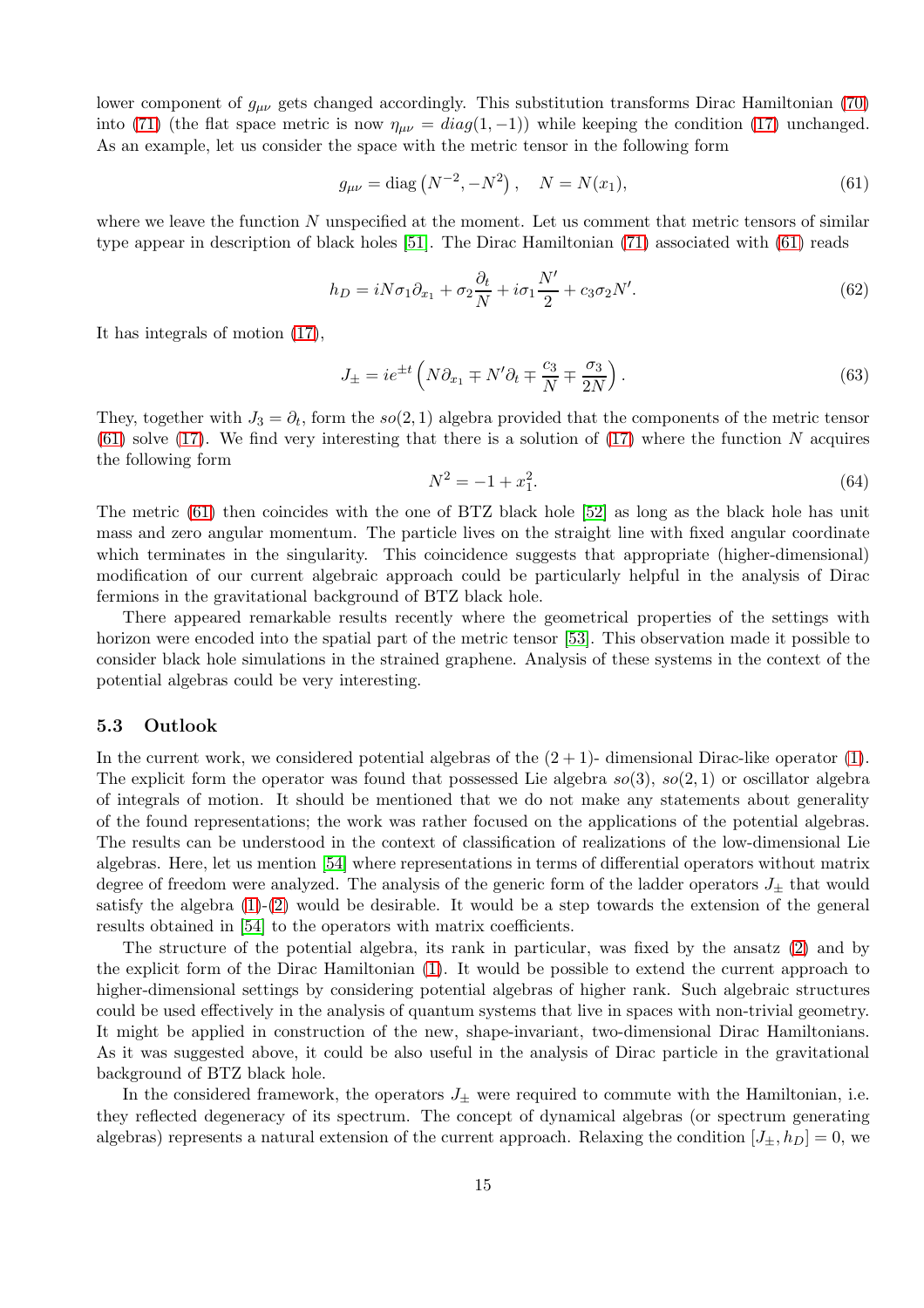lower component of $g_{\mu\nu}$ gets changed accordingly. This substitution transforms Dirac Hamiltonian (70) into (71) (the flat space metric is now $\eta_{\mu\nu} = diag(1, -1)$) while keeping the condition (17) unchanged. As an example, let us consider the space with the metric tensor in the following form

$$g_{\mu\nu} = \text{diag}\left(N^{-2}, -N^2\right), \quad N = N(x_1), \tag{61}$$

where we leave the function $N$ unspecified at the moment. Let us comment that metric tensors of similar type appear in description of black holes [51]. The Dirac Hamiltonian (71) associated with (61) reads

$$h_D = iN\sigma_1\partial_{x_1} + \sigma_2\frac{\partial_t}{N} + i\sigma_1\frac{N'}{2} + c_3\sigma_2 N'. \tag{62}$$

It has integrals of motion (17),

$$J_{\pm} = ie^{\pm t}\left(N\partial_{x_1} \mp N'\partial_t \mp \frac{c_3}{N} \mp \frac{\sigma_3}{2N}\right). \tag{63}$$

They, together with $J_3 = \partial_t$, form the $so(2,1)$ algebra provided that the components of the metric tensor (61) solve (17). We find very interesting that there is a solution of (17) where the function $N$ acquires the following form

$$N^2 = -1 + x_1^2. \tag{64}$$

The metric (61) then coincides with the one of BTZ black hole [52] as long as the black hole has unit mass and zero angular momentum. The particle lives on the straight line with fixed angular coordinate which terminates in the singularity. This coincidence suggests that appropriate (higher-dimensional) modification of our current algebraic approach could be particularly helpful in the analysis of Dirac fermions in the gravitational background of BTZ black hole.

There appeared remarkable results recently where the geometrical properties of the settings with horizon were encoded into the spatial part of the metric tensor [53]. This observation made it possible to consider black hole simulations in the strained graphene. Analysis of these systems in the context of the potential algebras could be very interesting.

### 5.3 Outlook

In the current work, we considered potential algebras of the $(2+1)$- dimensional Dirac-like operator (1). The explicit form the operator was found that possessed Lie algebra $so(3)$, $so(2,1)$ or oscillator algebra of integrals of motion. It should be mentioned that we do not make any statements about generality of the found representations; the work was rather focused on the applications of the potential algebras. The results can be understood in the context of classification of realizations of the low-dimensional Lie algebras. Here, let us mention [54] where representations in terms of differential operators without matrix degree of freedom were analyzed. The analysis of the generic form of the ladder operators $J_{\pm}$ that would satisfy the algebra (1)-(2) would be desirable. It would be a step towards the extension of the general results obtained in [54] to the operators with matrix coefficients.

The structure of the potential algebra, its rank in particular, was fixed by the ansatz (2) and by the explicit form of the Dirac Hamiltonian (1). It would be possible to extend the current approach to higher-dimensional settings by considering potential algebras of higher rank. Such algebraic structures could be used effectively in the analysis of quantum systems that live in spaces with non-trivial geometry. It might be applied in construction of the new, shape-invariant, two-dimensional Dirac Hamiltonians. As it was suggested above, it could be also useful in the analysis of Dirac particle in the gravitational background of BTZ black hole.

In the considered framework, the operators $J_{\pm}$ were required to commute with the Hamiltonian, i.e. they reflected degeneracy of its spectrum. The concept of dynamical algebras (or spectrum generating algebras) represents a natural extension of the current approach. Relaxing the condition $[J_{\pm}, h_D] = 0$, we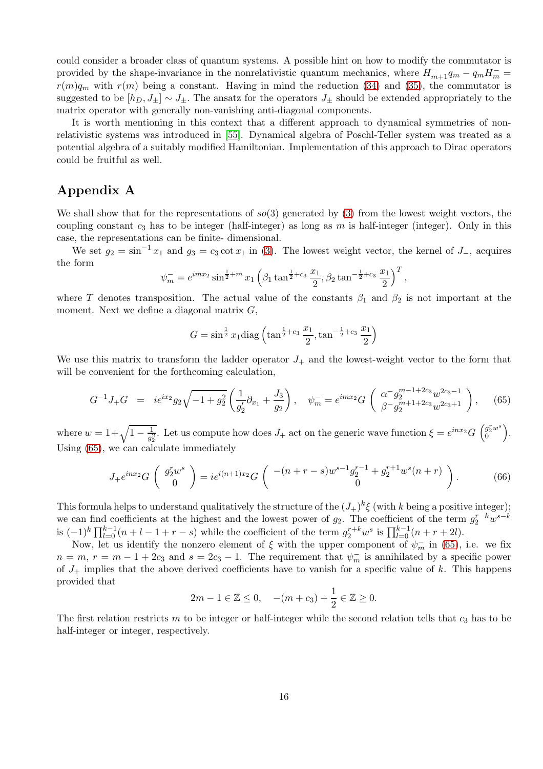could consider a broader class of quantum systems. A possible hint on how to modify the commutator is provided by the shape-invariance in the nonrelativistic quantum mechanics, where $H_{m+1}^-q_m - q_mH_m^- = r(m)q_m$ with $r(m)$ being a constant. Having in mind the reduction (34) and (35), the commutator is suggested to be $[h_D, J_\pm] \sim J_\pm$. The ansatz for the operators $J_\pm$ should be extended appropriately to the matrix operator with generally non-vanishing anti-diagonal components.

It is worth mentioning in this context that a different approach to dynamical symmetries of nonrelativistic systems was introduced in [55]. Dynamical algebra of Poschl-Teller system was treated as a potential algebra of a suitably modified Hamiltonian. Implementation of this approach to Dirac operators could be fruitful as well.

## Appendix A

We shall show that for the representations of $so(3)$ generated by (3) from the lowest weight vectors, the coupling constant $c_3$ has to be integer (half-integer) as long as $m$ is half-integer (integer). Only in this case, the representations can be finite- dimensional.

We set $g_2 = \sin^{-1} x_1$ and $g_3 = c_3 \cot x_1$ in (3). The lowest weight vector, the kernel of $J_-$, acquires the form

$$\psi_m^- = e^{imx_2} \sin^{\frac{1}{2}+m} x_1 \left(\beta_1 \tan^{\frac{1}{2}+c_3} \frac{x_1}{2}, \beta_2 \tan^{-\frac{1}{2}+c_3} \frac{x_1}{2}\right)^T,$$

where $T$ denotes transposition. The actual value of the constants $\beta_1$ and $\beta_2$ is not important at the moment. Next we define a diagonal matrix $G$,

$$G = \sin^{\frac{1}{2}} x_1 \mathrm{diag}\left(\tan^{\frac{1}{2}+c_3} \frac{x_1}{2}, \tan^{-\frac{1}{2}+c_3} \frac{x_1}{2}\right)$$

We use this matrix to transform the ladder operator $J_+$ and the lowest-weight vector to the form that will be convenient for the forthcoming calculation,

$$G^{-1}J_+G = ie^{ix_2} g_2 \sqrt{-1+g_2^2}\left(\frac{1}{g_2'}\partial_{x_1} + \frac{J_3}{g_2}\right), \quad \psi_m^- = e^{imx_2} G \begin{pmatrix} \alpha^- g_2^{m-1+2c_3} w^{2c_3-1} \\ \beta^- g_2^{m+1+2c_3} w^{2c_3+1} \end{pmatrix}, \tag{65}$$

where $w = 1+\sqrt{1-\frac{1}{g_2^2}}$. Let us compute how does $J_+$ act on the generic wave function $\xi = e^{inx_2} G \begin{pmatrix} g_2^r w^s \\ 0 \end{pmatrix}$. Using (65), we can calculate immediately

$$J_+ e^{inx_2} G \begin{pmatrix} g_2^r w^s \\ 0 \end{pmatrix} = ie^{i(n+1)x_2} G \begin{pmatrix} -(n+r-s)w^{s-1}g_2^{r-1} + g_2^{r+1} w^s (n+r) \\ 0 \end{pmatrix}. \tag{66}$$

This formula helps to understand qualitatively the structure of the $(J_+)^k \xi$ (with $k$ being a positive integer); we can find coefficients at the highest and the lowest power of $g_2$. The coefficient of the term $g_2^{r-k} w^{s-k}$ is $(-1)^k \prod_{l=0}^{k-1}(n+l-1+r-s)$ while the coefficient of the term $g_2^{r+k} w^s$ is $\prod_{l=0}^{k-1}(n+r+2l)$.

Now, let us identify the nonzero element of $\xi$ with the upper component of $\psi_m^-$ in (65), i.e. we fix $n = m$, $r = m-1+2c_3$ and $s = 2c_3 - 1$. The requirement that $\psi_m^-$ is annihilated by a specific power of $J_+$ implies that the above derived coefficients have to vanish for a specific value of $k$. This happens provided that

$$2m - 1 \in \mathbb{Z} \leq 0, \quad -(m + c_3) + \frac{1}{2} \in \mathbb{Z} \geq 0.$$

The first relation restricts $m$ to be integer or half-integer while the second relation tells that $c_3$ has to be half-integer or integer, respectively.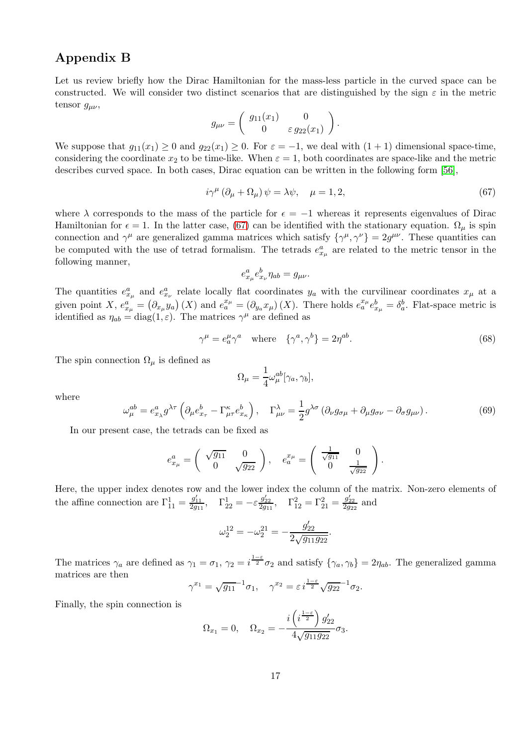## Appendix B

Let us review briefly how the Dirac Hamiltonian for the mass-less particle in the curved space can be constructed. We will consider two distinct scenarios that are distinguished by the sign $\varepsilon$ in the metric tensor $g_{\mu\nu}$,

$$g_{\mu\nu} = \begin{pmatrix} g_{11}(x_1) & 0 \\ 0 & \varepsilon\, g_{22}(x_1) \end{pmatrix}.$$

We suppose that $g_{11}(x_1) \geq 0$ and $g_{22}(x_1) \geq 0$. For $\varepsilon = -1$, we deal with $(1+1)$ dimensional space-time, considering the coordinate $x_2$ to be time-like. When $\varepsilon = 1$, both coordinates are space-like and the metric describes curved space. In both cases, Dirac equation can be written in the following form [56],

$$i\gamma^\mu \left(\partial_\mu + \Omega_\mu\right)\psi = \lambda\psi, \quad \mu = 1, 2, \tag{67}$$

where $\lambda$ corresponds to the mass of the particle for $\epsilon = -1$ whereas it represents eigenvalues of Dirac Hamiltonian for $\epsilon = 1$. In the latter case, (67) can be identified with the stationary equation. $\Omega_\mu$ is spin connection and $\gamma^\mu$ are generalized gamma matrices which satisfy $\{\gamma^\mu, \gamma^\nu\} = 2g^{\mu\nu}$. These quantities can be computed with the use of tetrad formalism. The tetrads $e^a_{x_\mu}$ are related to the metric tensor in the following manner,

$$e^a_{x_\mu} e^b_{x_\nu} \eta_{ab} = g_{\mu\nu}.$$

The quantities $e^a_{x_\mu}$ and $e^a_{x_\nu}$ relate locally flat coordinates $y_a$ with the curvilinear coordinates $x_\mu$ at a given point $X$, $e^a_{x_\mu} = \left(\partial_{x_\mu} y_a\right)(X)$ and $e^{x_\mu}_a = \left(\partial_{y_a} x_\mu\right)(X)$. There holds $e^{x_\mu}_a e^b_{x_\mu} = \delta^b_a$. Flat-space metric is identified as $\eta_{ab} = \mathrm{diag}(1, \varepsilon)$. The matrices $\gamma^\mu$ are defined as

$$\gamma^\mu = e^\mu_a \gamma^a \quad \text{where} \quad \{\gamma^a, \gamma^b\} = 2\eta^{ab}. \tag{68}$$

The spin connection $\Omega_\mu$ is defined as

$$\Omega_\mu = \frac{1}{4}\omega^{ab}_\mu [\gamma_a, \gamma_b],$$

where

$$\omega^{ab}_\mu = e^a_{x_\lambda} g^{\lambda\tau}\left(\partial_\mu e^b_{x_\tau} - \Gamma^\kappa_{\mu\tau} e^b_{x_\kappa}\right), \quad \Gamma^\lambda_{\mu\nu} = \frac{1}{2} g^{\lambda\sigma}\left(\partial_\nu g_{\sigma\mu} + \partial_\mu g_{\sigma\nu} - \partial_\sigma g_{\mu\nu}\right). \tag{69}$$

In our present case, the tetrads can be fixed as

$$e^a_{x_\mu} = \begin{pmatrix} \sqrt{g_{11}} & 0 \\ 0 & \sqrt{g_{22}} \end{pmatrix}, \quad e^{x_\mu}_a = \begin{pmatrix} \frac{1}{\sqrt{g_{11}}} & 0 \\ 0 & \frac{1}{\sqrt{g_{22}}} \end{pmatrix}.$$

Here, the upper index denotes row and the lower index the column of the matrix. Non-zero elements of the affine connection are $\Gamma^1_{11} = \frac{g'_{11}}{2g_{11}}$, $\Gamma^1_{22} = -\varepsilon\frac{g'_{22}}{2g_{11}}$, $\Gamma^2_{12} = \Gamma^2_{21} = \frac{g'_{22}}{2g_{22}}$ and

$$\omega^{12}_2 = -\omega^{21}_2 = -\frac{g'_{22}}{2\sqrt{g_{11}g_{22}}}.$$

The matrices $\gamma_a$ are defined as $\gamma_1 = \sigma_1$, $\gamma_2 = i^{\frac{1-\varepsilon}{2}}\sigma_2$ and satisfy $\{\gamma_a, \gamma_b\} = 2\eta_{ab}$. The generalized gamma matrices are then

$$\gamma^{x_1} = \sqrt{g_{11}}^{-1}\sigma_1, \quad \gamma^{x_2} = \varepsilon\, i^{\frac{1-\varepsilon}{2}}\sqrt{g_{22}}^{-1}\sigma_2.$$

Finally, the spin connection is

$$\Omega_{x_1} = 0, \quad \Omega_{x_2} = -\frac{i\left(i^{\frac{1-\varepsilon}{2}}\right) g'_{22}}{4\sqrt{g_{11}g_{22}}}\sigma_3.$$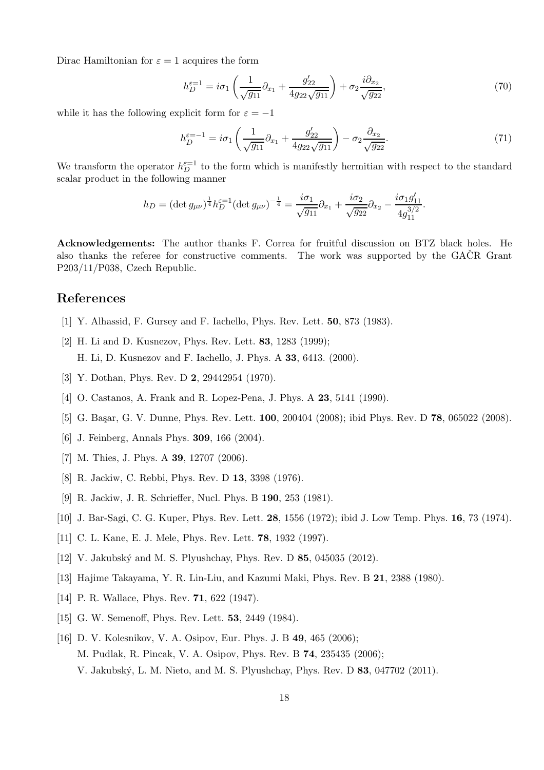Dirac Hamiltonian for $\varepsilon = 1$ acquires the form

$$h_D^{\varepsilon=1} = i\sigma_1 \left( \frac{1}{\sqrt{g_{11}}}\partial_{x_1} + \frac{g_{22}'}{4g_{22}\sqrt{g_{11}}} \right) + \sigma_2 \frac{i\partial_{x_2}}{\sqrt{g_{22}}}, \tag{70}$$

while it has the following explicit form for $\varepsilon = -1$

$$h_D^{\varepsilon=-1} = i\sigma_1 \left( \frac{1}{\sqrt{g_{11}}}\partial_{x_1} + \frac{g_{22}'}{4g_{22}\sqrt{g_{11}}} \right) - \sigma_2 \frac{\partial_{x_2}}{\sqrt{g_{22}}}. \tag{71}$$

We transform the operator $h_D^{\varepsilon=1}$ to the form which is manifestly hermitian with respect to the standard scalar product in the following manner

$$h_D = (\det g_{\mu\nu})^{\frac{1}{4}} h_D^{\varepsilon=1} (\det g_{\mu\nu})^{-\frac{1}{4}} = \frac{i\sigma_1}{\sqrt{g_{11}}}\partial_{x_1} + \frac{i\sigma_2}{\sqrt{g_{22}}}\partial_{x_2} - \frac{i\sigma_1 g_{11}'}{4g_{11}^{3/2}}.$$

**Acknowledgements:** The author thanks F. Correa for fruitful discussion on BTZ black holes. He also thanks the referee for constructive comments. The work was supported by the GAČR Grant P203/11/P038, Czech Republic.

## References

[1] Y. Alhassid, F. Gursey and F. Iachello, Phys. Rev. Lett. **50**, 873 (1983).

[2] H. Li and D. Kusnezov, Phys. Rev. Lett. **83**, 1283 (1999);
H. Li, D. Kusnezov and F. Iachello, J. Phys. A **33**, 6413. (2000).

[3] Y. Dothan, Phys. Rev. D **2**, 29442954 (1970).

[4] O. Castanos, A. Frank and R. Lopez-Pena, J. Phys. A **23**, 5141 (1990).

[5] G. Başar, G. V. Dunne, Phys. Rev. Lett. **100**, 200404 (2008); ibid Phys. Rev. D **78**, 065022 (2008).

[6] J. Feinberg, Annals Phys. **309**, 166 (2004).

[7] M. Thies, J. Phys. A **39**, 12707 (2006).

[8] R. Jackiw, C. Rebbi, Phys. Rev. D **13**, 3398 (1976).

[9] R. Jackiw, J. R. Schrieffer, Nucl. Phys. B **190**, 253 (1981).

[10] J. Bar-Sagi, C. G. Kuper, Phys. Rev. Lett. **28**, 1556 (1972); ibid J. Low Temp. Phys. **16**, 73 (1974).

[11] C. L. Kane, E. J. Mele, Phys. Rev. Lett. **78**, 1932 (1997).

[12] V. Jakubský and M. S. Plyushchay, Phys. Rev. D **85**, 045035 (2012).

[13] Hajime Takayama, Y. R. Lin-Liu, and Kazumi Maki, Phys. Rev. B **21**, 2388 (1980).

[14] P. R. Wallace, Phys. Rev. **71**, 622 (1947).

[15] G. W. Semenoff, Phys. Rev. Lett. **53**, 2449 (1984).

[16] D. V. Kolesnikov, V. A. Osipov, Eur. Phys. J. B **49**, 465 (2006);
M. Pudlak, R. Pincak, V. A. Osipov, Phys. Rev. B **74**, 235435 (2006);
V. Jakubský, L. M. Nieto, and M. S. Plyushchay, Phys. Rev. D **83**, 047702 (2011).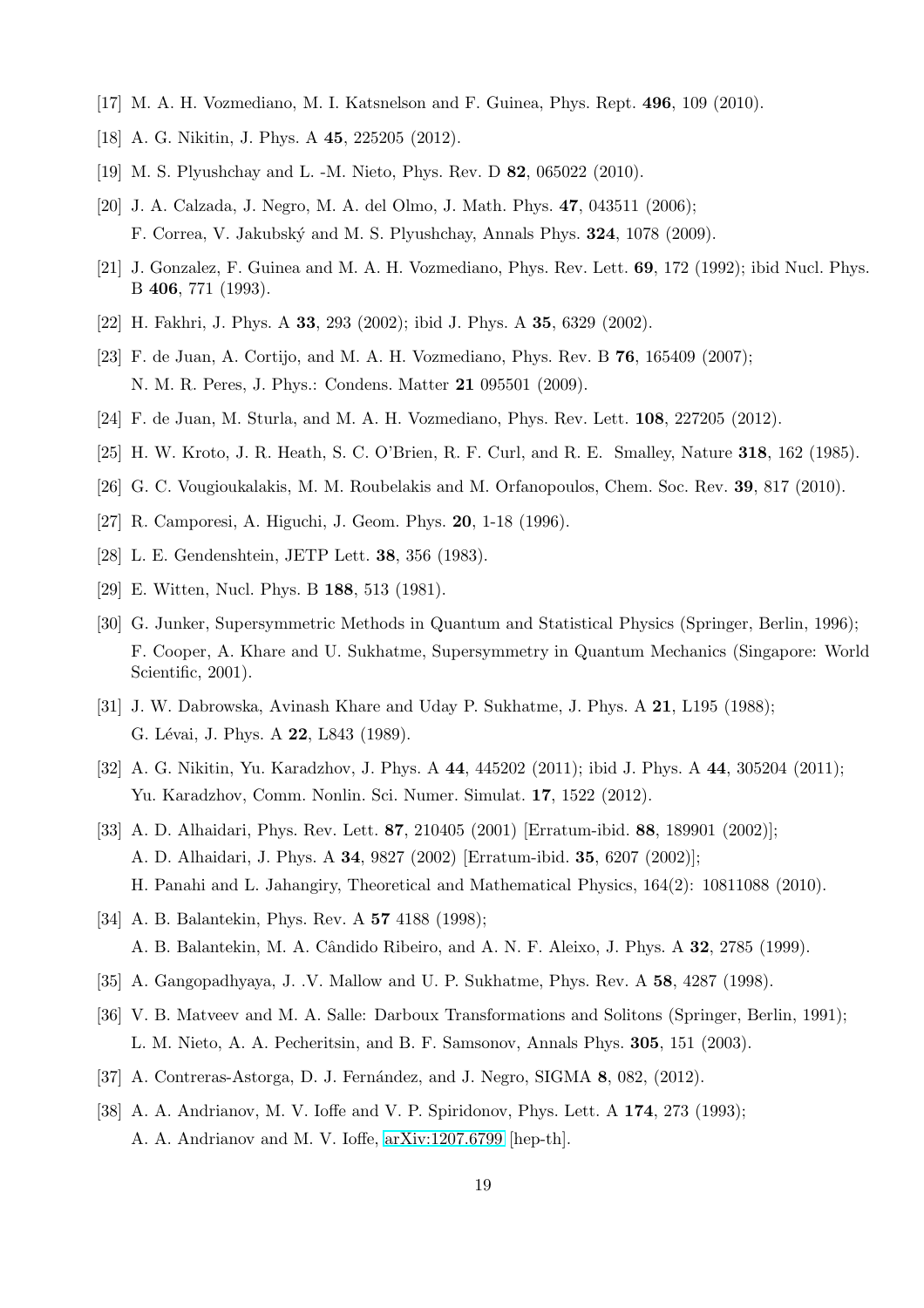[17] M. A. H. Vozmediano, M. I. Katsnelson and F. Guinea, Phys. Rept. **496**, 109 (2010).

[18] A. G. Nikitin, J. Phys. A **45**, 225205 (2012).

[19] M. S. Plyushchay and L. -M. Nieto, Phys. Rev. D **82**, 065022 (2010).

[20] J. A. Calzada, J. Negro, M. A. del Olmo, J. Math. Phys. **47**, 043511 (2006);
F. Correa, V. Jakubský and M. S. Plyushchay, Annals Phys. **324**, 1078 (2009).

[21] J. Gonzalez, F. Guinea and M. A. H. Vozmediano, Phys. Rev. Lett. **69**, 172 (1992); ibid Nucl. Phys. B **406**, 771 (1993).

[22] H. Fakhri, J. Phys. A **33**, 293 (2002); ibid J. Phys. A **35**, 6329 (2002).

[23] F. de Juan, A. Cortijo, and M. A. H. Vozmediano, Phys. Rev. B **76**, 165409 (2007);
N. M. R. Peres, J. Phys.: Condens. Matter **21** 095501 (2009).

[24] F. de Juan, M. Sturla, and M. A. H. Vozmediano, Phys. Rev. Lett. **108**, 227205 (2012).

[25] H. W. Kroto, J. R. Heath, S. C. O'Brien, R. F. Curl, and R. E. Smalley, Nature **318**, 162 (1985).

[26] G. C. Vougioukalakis, M. M. Roubelakis and M. Orfanopoulos, Chem. Soc. Rev. **39**, 817 (2010).

[27] R. Camporesi, A. Higuchi, J. Geom. Phys. **20**, 1-18 (1996).

[28] L. E. Gendenshtein, JETP Lett. **38**, 356 (1983).

[29] E. Witten, Nucl. Phys. B **188**, 513 (1981).

[30] G. Junker, Supersymmetric Methods in Quantum and Statistical Physics (Springer, Berlin, 1996);
F. Cooper, A. Khare and U. Sukhatme, Supersymmetry in Quantum Mechanics (Singapore: World Scientific, 2001).

[31] J. W. Dabrowska, Avinash Khare and Uday P. Sukhatme, J. Phys. A **21**, L195 (1988);
G. Lévai, J. Phys. A **22**, L843 (1989).

[32] A. G. Nikitin, Yu. Karadzhov, J. Phys. A **44**, 445202 (2011); ibid J. Phys. A **44**, 305204 (2011);
Yu. Karadzhov, Comm. Nonlin. Sci. Numer. Simulat. **17**, 1522 (2012).

[33] A. D. Alhaidari, Phys. Rev. Lett. **87**, 210405 (2001) [Erratum-ibid. **88**, 189901 (2002)];
A. D. Alhaidari, J. Phys. A **34**, 9827 (2002) [Erratum-ibid. **35**, 6207 (2002)];
H. Panahi and L. Jahangiry, Theoretical and Mathematical Physics, 164(2): 10811088 (2010).

[34] A. B. Balantekin, Phys. Rev. A **57** 4188 (1998);
A. B. Balantekin, M. A. Cândido Ribeiro, and A. N. F. Aleixo, J. Phys. A **32**, 2785 (1999).

[35] A. Gangopadhyaya, J. .V. Mallow and U. P. Sukhatme, Phys. Rev. A **58**, 4287 (1998).

[36] V. B. Matveev and M. A. Salle: Darboux Transformations and Solitons (Springer, Berlin, 1991);
L. M. Nieto, A. A. Pecheritsin, and B. F. Samsonov, Annals Phys. **305**, 151 (2003).

[37] A. Contreras-Astorga, D. J. Fernández, and J. Negro, SIGMA **8**, 082, (2012).

[38] A. A. Andrianov, M. V. Ioffe and V. P. Spiridonov, Phys. Lett. A **174**, 273 (1993);
A. A. Andrianov and M. V. Ioffe, arXiv:1207.6799 [hep-th].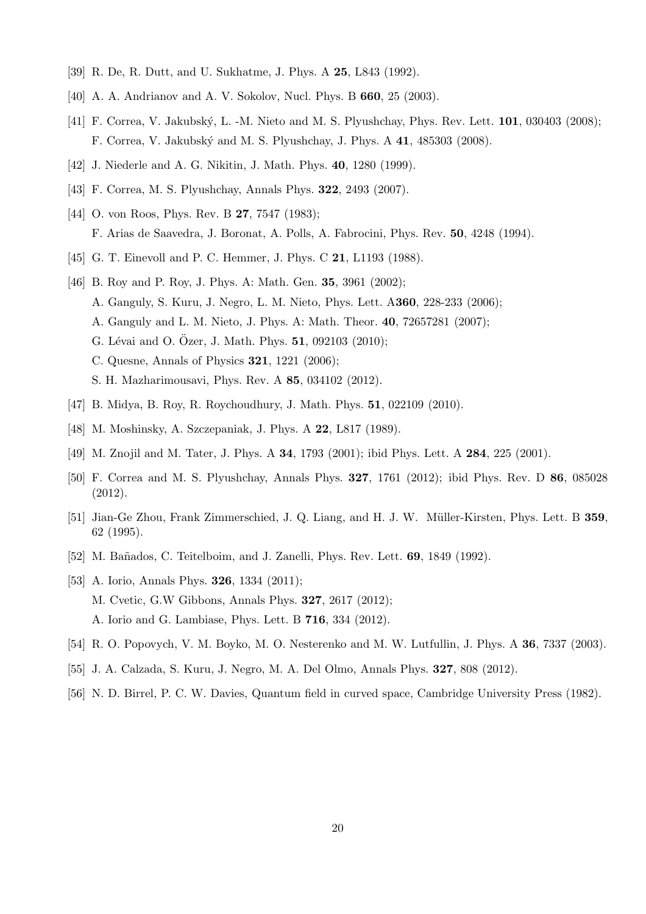[39] R. De, R. Dutt, and U. Sukhatme, J. Phys. A **25**, L843 (1992).

[40] A. A. Andrianov and A. V. Sokolov, Nucl. Phys. B **660**, 25 (2003).

[41] F. Correa, V. Jakubský, L. -M. Nieto and M. S. Plyushchay, Phys. Rev. Lett. **101**, 030403 (2008); F. Correa, V. Jakubský and M. S. Plyushchay, J. Phys. A **41**, 485303 (2008).

[42] J. Niederle and A. G. Nikitin, J. Math. Phys. **40**, 1280 (1999).

[43] F. Correa, M. S. Plyushchay, Annals Phys. **322**, 2493 (2007).

[44] O. von Roos, Phys. Rev. B **27**, 7547 (1983); F. Arias de Saavedra, J. Boronat, A. Polls, A. Fabrocini, Phys. Rev. **50**, 4248 (1994).

[45] G. T. Einevoll and P. C. Hemmer, J. Phys. C **21**, L1193 (1988).

[46] B. Roy and P. Roy, J. Phys. A: Math. Gen. **35**, 3961 (2002); A. Ganguly, S. Kuru, J. Negro, L. M. Nieto, Phys. Lett. A**360**, 228-233 (2006); A. Ganguly and L. M. Nieto, J. Phys. A: Math. Theor. **40**, 72657281 (2007); G. Lévai and O. Özer, J. Math. Phys. **51**, 092103 (2010); C. Quesne, Annals of Physics **321**, 1221 (2006); S. H. Mazharimousavi, Phys. Rev. A **85**, 034102 (2012).

[47] B. Midya, B. Roy, R. Roychoudhury, J. Math. Phys. **51**, 022109 (2010).

[48] M. Moshinsky, A. Szczepaniak, J. Phys. A **22**, L817 (1989).

[49] M. Znojil and M. Tater, J. Phys. A **34**, 1793 (2001); ibid Phys. Lett. A **284**, 225 (2001).

[50] F. Correa and M. S. Plyushchay, Annals Phys. **327**, 1761 (2012); ibid Phys. Rev. D **86**, 085028 (2012).

[51] Jian-Ge Zhou, Frank Zimmerschied, J. Q. Liang, and H. J. W. Müller-Kirsten, Phys. Lett. B **359**, 62 (1995).

[52] M. Bañados, C. Teitelboim, and J. Zanelli, Phys. Rev. Lett. **69**, 1849 (1992).

[53] A. Iorio, Annals Phys. **326**, 1334 (2011); M. Cvetic, G.W Gibbons, Annals Phys. **327**, 2617 (2012); A. Iorio and G. Lambiase, Phys. Lett. B **716**, 334 (2012).

[54] R. O. Popovych, V. M. Boyko, M. O. Nesterenko and M. W. Lutfullin, J. Phys. A **36**, 7337 (2003).

[55] J. A. Calzada, S. Kuru, J. Negro, M. A. Del Olmo, Annals Phys. **327**, 808 (2012).

[56] N. D. Birrel, P. C. W. Davies, Quantum field in curved space, Cambridge University Press (1982).